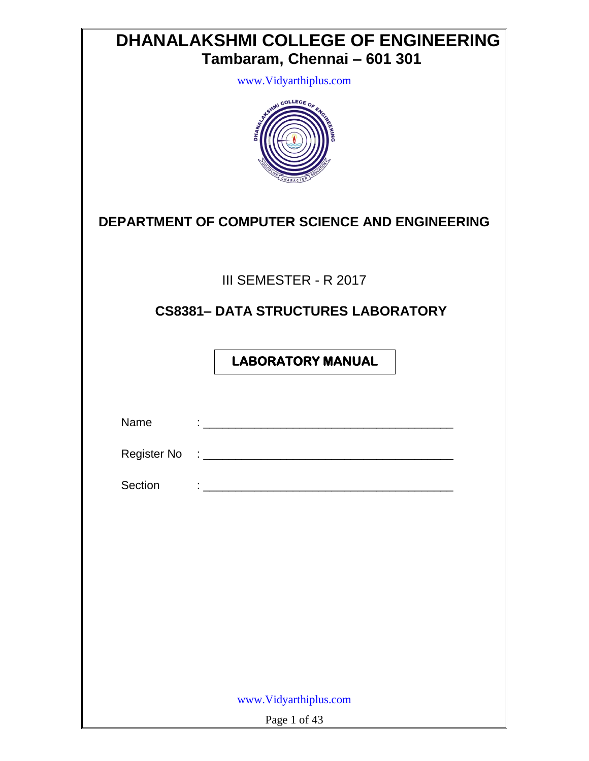# DHANALAKSHMI COLLEGE OF ENGINEERING

## Tambaram, Chennai – 601 301

www.Vidyarthiplus.com

## DEPARTMENT OF COMPUTER SCIENCE AND ENGINEERING

III SEMESTER - R 2017

## CS8381– DATA STRUCTURES LABORATORY

**LABORATORY MANUAL**

Name : ________________________________________

Register No : ________________________________________

Section : ________________________________________

www.Vidyarthiplus.com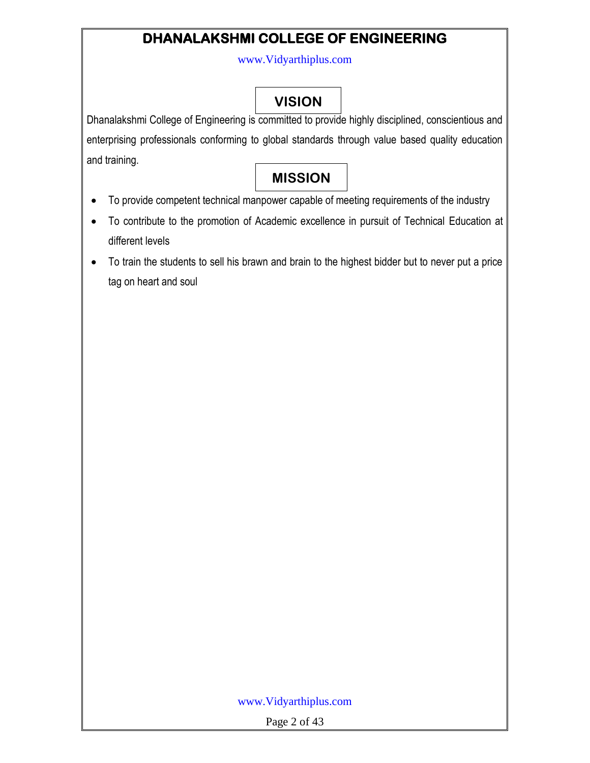# DHANALAKSHMI COLLEGE OF ENGINEERING

## VISION

Dhanalakshmi College of Engineering is committed to provide highly disciplined, conscientious and enterprising professionals conforming to global standards through value based quality education and training.

## MISSION

- To provide competent technical manpower capable of meeting requirements of the industry
- To contribute to the promotion of Academic excellence in pursuit of Technical Education at different levels
- To train the students to sell his brawn and brain to the highest bidder but to never put a price tag on heart and soul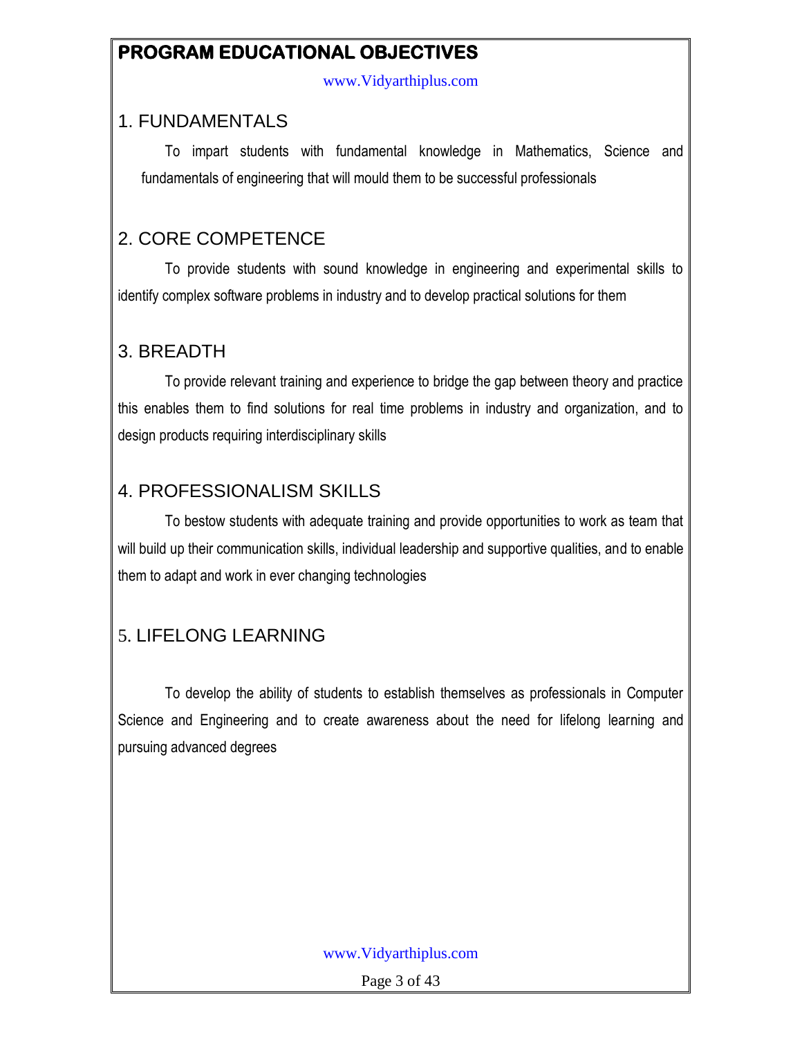# PROGRAM EDUCATIONAL OBJECTIVES

## 1. FUNDAMENTALS

To impart students with fundamental knowledge in Mathematics, Science and fundamentals of engineering that will mould them to be successful professionals

## 2. CORE COMPETENCE

To provide students with sound knowledge in engineering and experimental skills to identify complex software problems in industry and to develop practical solutions for them

## 3. BREADTH

To provide relevant training and experience to bridge the gap between theory and practice this enables them to find solutions for real time problems in industry and organization, and to design products requiring interdisciplinary skills

## 4. PROFESSIONALISM SKILLS

To bestow students with adequate training and provide opportunities to work as team that will build up their communication skills, individual leadership and supportive qualities, and to enable them to adapt and work in ever changing technologies

## 5. LIFELONG LEARNING

To develop the ability of students to establish themselves as professionals in Computer Science and Engineering and to create awareness about the need for lifelong learning and pursuing advanced degrees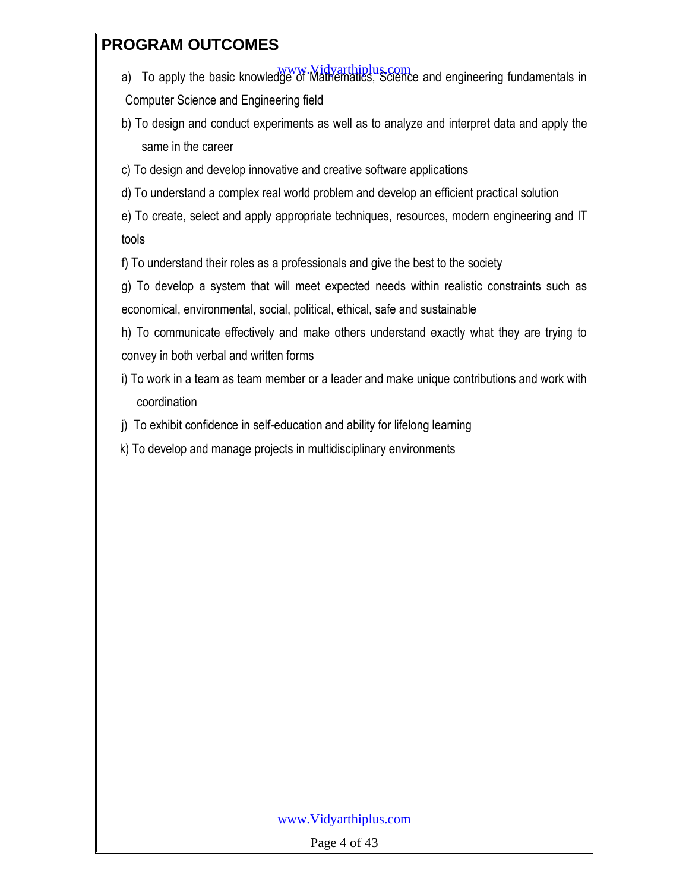## PROGRAM OUTCOMES

a) To apply the basic knowledge of Mathematics, Science and engineering fundamentals in Computer Science and Engineering field

b) To design and conduct experiments as well as to analyze and interpret data and apply the same in the career

c) To design and develop innovative and creative software applications

d) To understand a complex real world problem and develop an efficient practical solution

e) To create, select and apply appropriate techniques, resources, modern engineering and IT tools

f) To understand their roles as a professionals and give the best to the society

g) To develop a system that will meet expected needs within realistic constraints such as economical, environmental, social, political, ethical, safe and sustainable

h) To communicate effectively and make others understand exactly what they are trying to convey in both verbal and written forms

i) To work in a team as team member or a leader and make unique contributions and work with coordination

j) To exhibit confidence in self-education and ability for lifelong learning

k) To develop and manage projects in multidisciplinary environments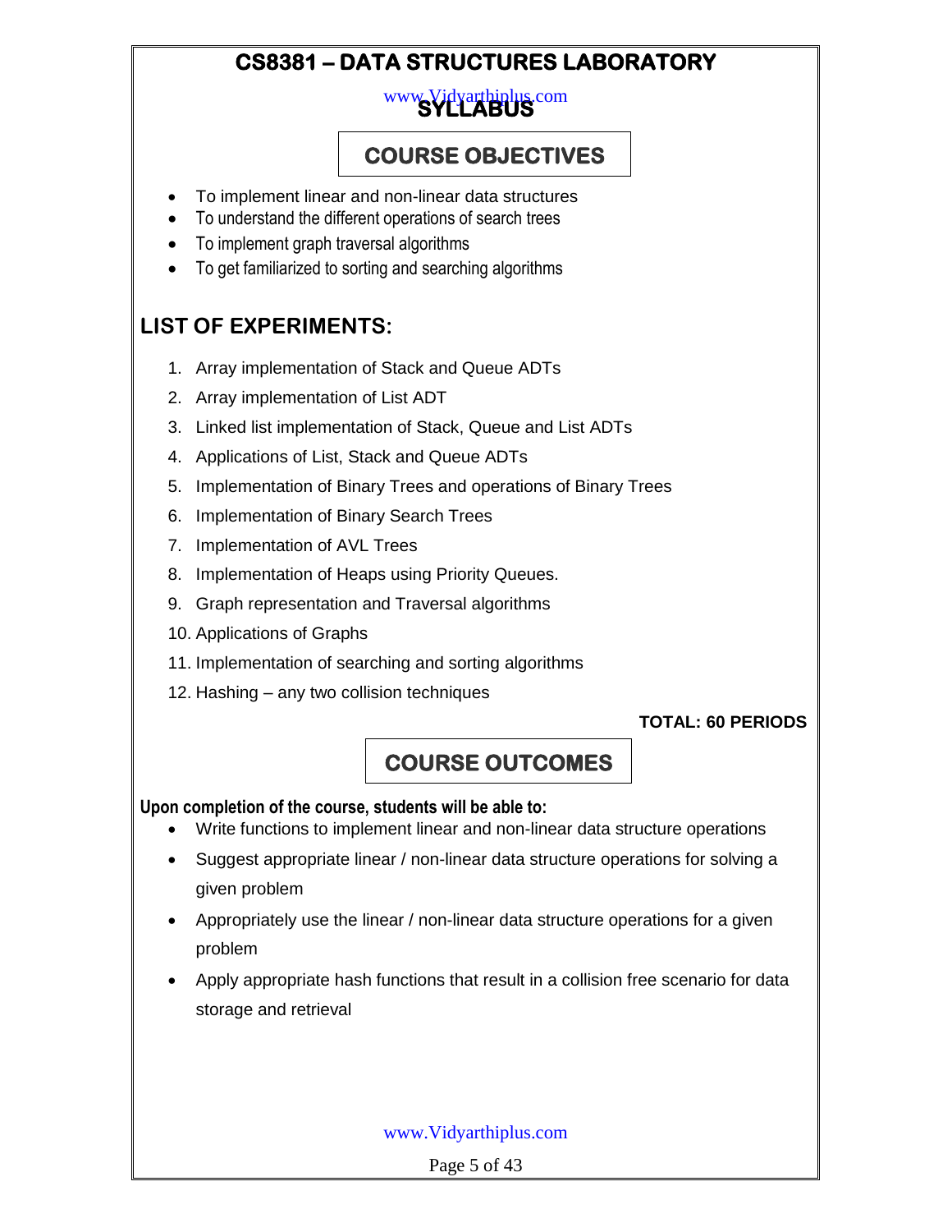# CS8381 – DATA STRUCTURES LABORATORY

## SYLLABUS

## COURSE OBJECTIVES

- To implement linear and non-linear data structures
- To understand the different operations of search trees
- To implement graph traversal algorithms
- To get familiarized to sorting and searching algorithms

## LIST OF EXPERIMENTS:

1. Array implementation of Stack and Queue ADTs
2. Array implementation of List ADT
3. Linked list implementation of Stack, Queue and List ADTs
4. Applications of List, Stack and Queue ADTs
5. Implementation of Binary Trees and operations of Binary Trees
6. Implementation of Binary Search Trees
7. Implementation of AVL Trees
8. Implementation of Heaps using Priority Queues.
9. Graph representation and Traversal algorithms
10. Applications of Graphs
11. Implementation of searching and sorting algorithms
12. Hashing – any two collision techniques

**TOTAL: 60 PERIODS**

## COURSE OUTCOMES

**Upon completion of the course, students will be able to:**

- Write functions to implement linear and non-linear data structure operations
- Suggest appropriate linear / non-linear data structure operations for solving a given problem
- Appropriately use the linear / non-linear data structure operations for a given problem
- Apply appropriate hash functions that result in a collision free scenario for data storage and retrieval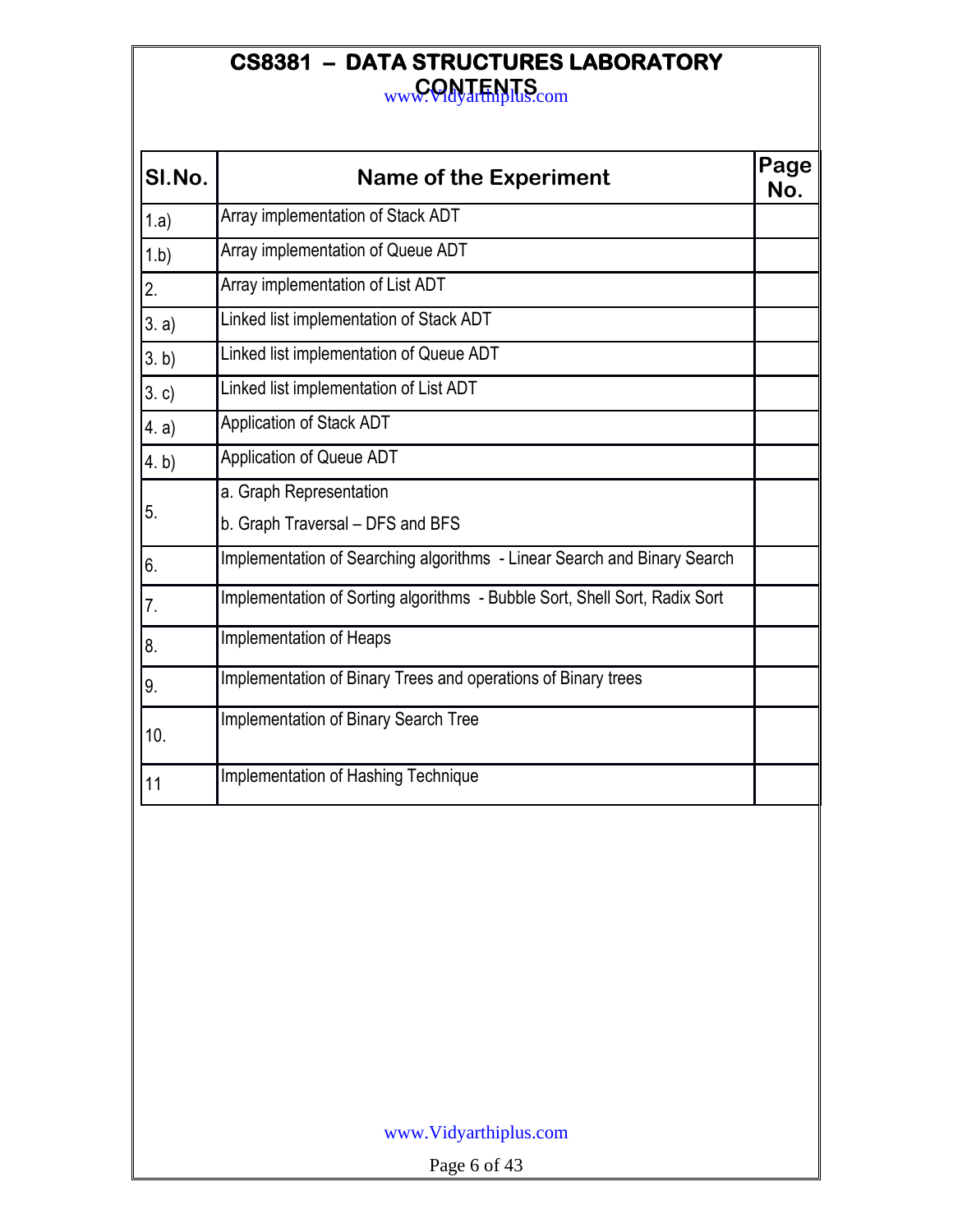# CS8381 – DATA STRUCTURES LABORATORY

## CONTENTS

| Sl.No. | Name of the Experiment | Page No. |
|---|---|---|
| 1.a) | Array implementation of Stack ADT | |
| 1.b) | Array implementation of Queue ADT | |
| 2. | Array implementation of List ADT | |
| 3. a) | Linked list implementation of Stack ADT | |
| 3. b) | Linked list implementation of Queue ADT | |
| 3. c) | Linked list implementation of List ADT | |
| 4. a) | Application of Stack ADT | |
| 4. b) | Application of Queue ADT | |
| 5. | a. Graph Representation<br>b. Graph Traversal – DFS and BFS | |
| 6. | Implementation of Searching algorithms - Linear Search and Binary Search | |
| 7. | Implementation of Sorting algorithms - Bubble Sort, Shell Sort, Radix Sort | |
| 8. | Implementation of Heaps | |
| 9. | Implementation of Binary Trees and operations of Binary trees | |
| 10. | Implementation of Binary Search Tree | |
| 11 | Implementation of Hashing Technique | |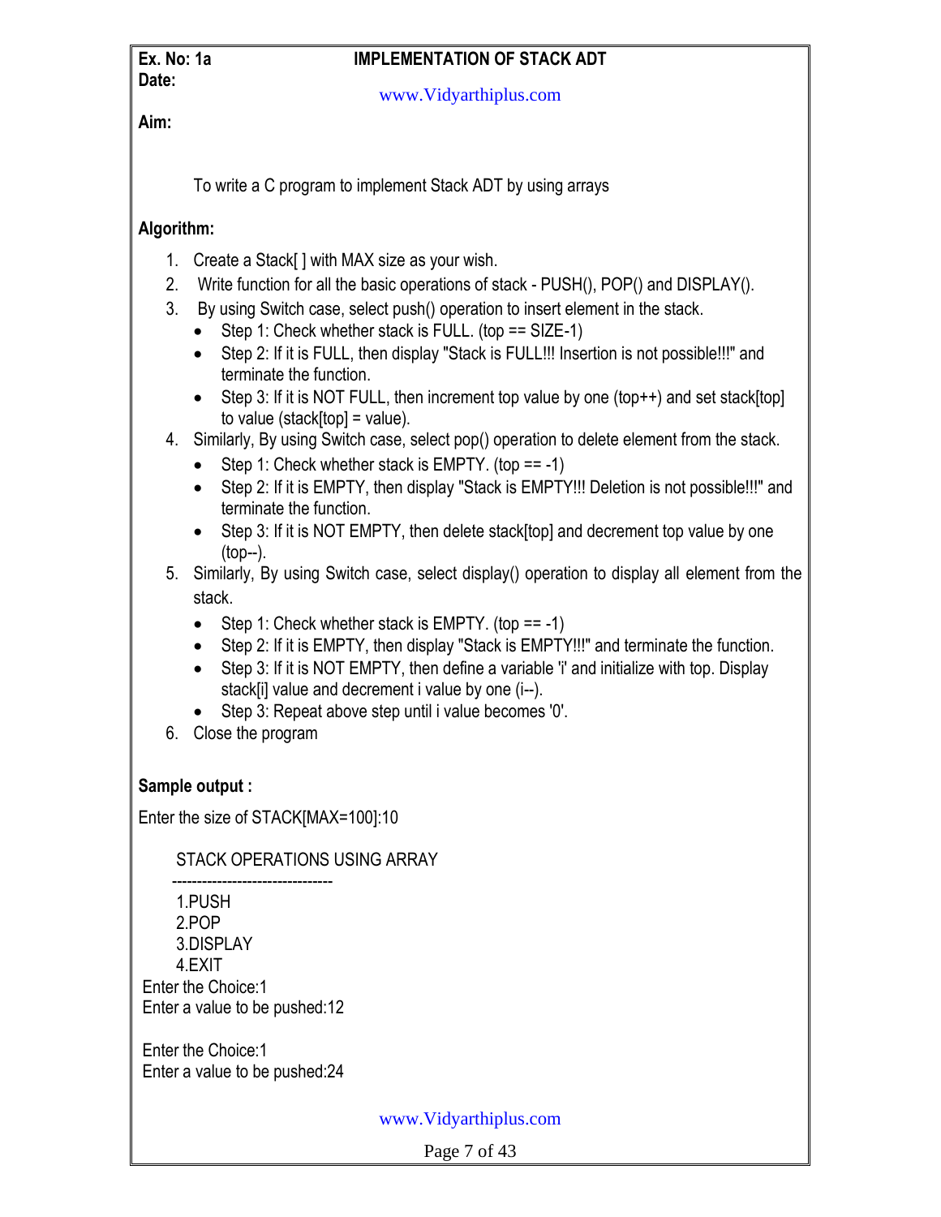**Ex. No: 1a** **IMPLEMENTATION OF STACK ADT**
**Date:**

www.Vidyarthiplus.com

**Aim:**

To write a C program to implement Stack ADT by using arrays

**Algorithm:**

1. Create a Stack[ ] with MAX size as your wish.
2. Write function for all the basic operations of stack - PUSH(), POP() and DISPLAY().
3. By using Switch case, select push() operation to insert element in the stack.
   - Step 1: Check whether stack is FULL. (top == SIZE-1)
   - Step 2: If it is FULL, then display "Stack is FULL!!! Insertion is not possible!!!" and terminate the function.
   - Step 3: If it is NOT FULL, then increment top value by one (top++) and set stack[top] to value (stack[top] = value).
4. Similarly, By using Switch case, select pop() operation to delete element from the stack.
   - Step 1: Check whether stack is EMPTY. (top == -1)
   - Step 2: If it is EMPTY, then display "Stack is EMPTY!!! Deletion is not possible!!!" and terminate the function.
   - Step 3: If it is NOT EMPTY, then delete stack[top] and decrement top value by one (top--).
5. Similarly, By using Switch case, select display() operation to display all element from the stack.
   - Step 1: Check whether stack is EMPTY. (top == -1)
   - Step 2: If it is EMPTY, then display "Stack is EMPTY!!!" and terminate the function.
   - Step 3: If it is NOT EMPTY, then define a variable 'i' and initialize with top. Display stack[i] value and decrement i value by one (i--).
   - Step 3: Repeat above step until i value becomes '0'.
6. Close the program

**Sample output :**

```
Enter the size of STACK[MAX=100]:10

        STACK OPERATIONS USING ARRAY
       --------------------------------
        1.PUSH
        2.POP
        3.DISPLAY
        4.EXIT
 Enter the Choice:1
 Enter a value to be pushed:12

 Enter the Choice:1
 Enter a value to be pushed:24
```

www.Vidyarthiplus.com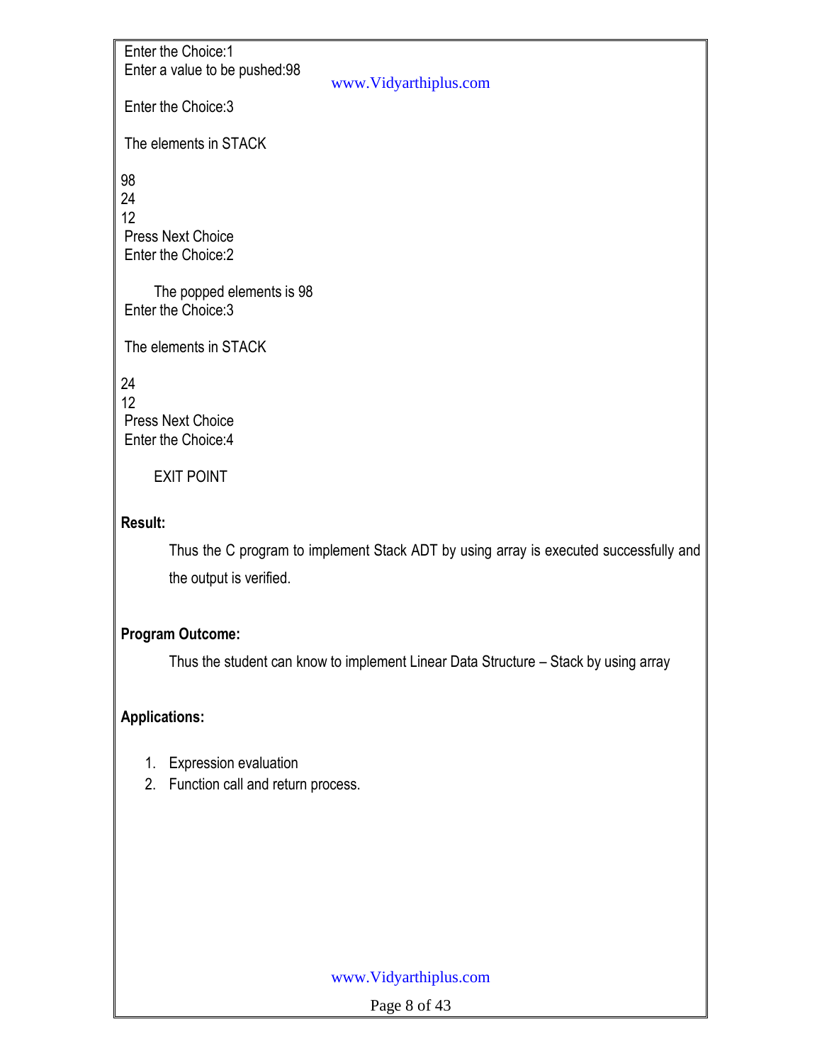```
Enter the Choice:1
Enter a value to be pushed:98

Enter the Choice:3

The elements in STACK

98
24
12
Press Next Choice
Enter the Choice:2

     The popped elements is 98
Enter the Choice:3

The elements in STACK

24
12
Press Next Choice
Enter the Choice:4

     EXIT POINT
```

**Result:**

Thus the C program to implement Stack ADT by using array is executed successfully and the output is verified.

**Program Outcome:**

Thus the student can know to implement Linear Data Structure – Stack by using array

**Applications:**

1. Expression evaluation
2. Function call and return process.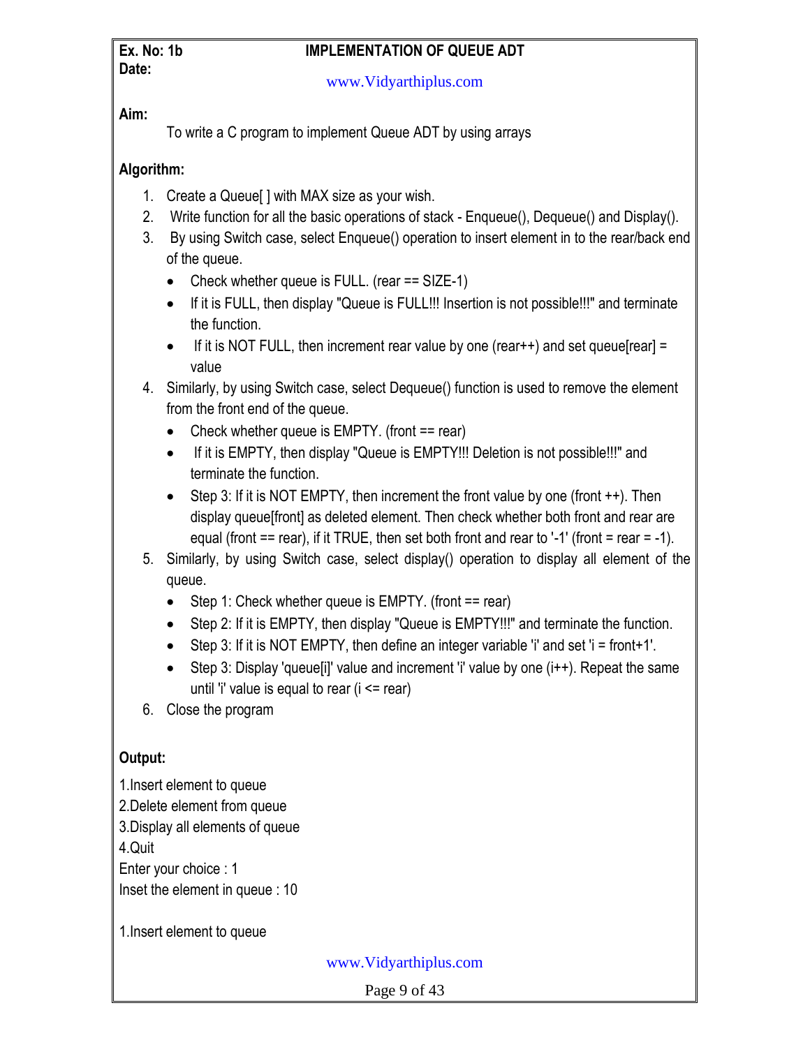**Ex. No: 1b** **IMPLEMENTATION OF QUEUE ADT**
**Date:**

**Aim:**

To write a C program to implement Queue ADT by using arrays

**Algorithm:**

1. Create a Queue[ ] with MAX size as your wish.
2. Write function for all the basic operations of stack - Enqueue(), Dequeue() and Display().
3. By using Switch case, select Enqueue() operation to insert element in to the rear/back end of the queue.
   - Check whether queue is FULL. (rear == SIZE-1)
   - If it is FULL, then display "Queue is FULL!!! Insertion is not possible!!!" and terminate the function.
   - If it is NOT FULL, then increment rear value by one (rear++) and set queue[rear] = value
4. Similarly, by using Switch case, select Dequeue() function is used to remove the element from the front end of the queue.
   - Check whether queue is EMPTY. (front == rear)
   - If it is EMPTY, then display "Queue is EMPTY!!! Deletion is not possible!!!" and terminate the function.
   - Step 3: If it is NOT EMPTY, then increment the front value by one (front ++). Then display queue[front] as deleted element. Then check whether both front and rear are equal (front == rear), if it TRUE, then set both front and rear to '-1' (front = rear = -1).
5. Similarly, by using Switch case, select display() operation to display all element of the queue.
   - Step 1: Check whether queue is EMPTY. (front == rear)
   - Step 2: If it is EMPTY, then display "Queue is EMPTY!!!" and terminate the function.
   - Step 3: If it is NOT EMPTY, then define an integer variable 'i' and set 'i = front+1'.
   - Step 3: Display 'queue[i]' value and increment 'i' value by one (i++). Repeat the same until 'i' value is equal to rear (i <= rear)
6. Close the program

**Output:**

```
1.Insert element to queue
2.Delete element from queue
3.Display all elements of queue
4.Quit
Enter your choice : 1
Inset the element in queue : 10

1.Insert element to queue
```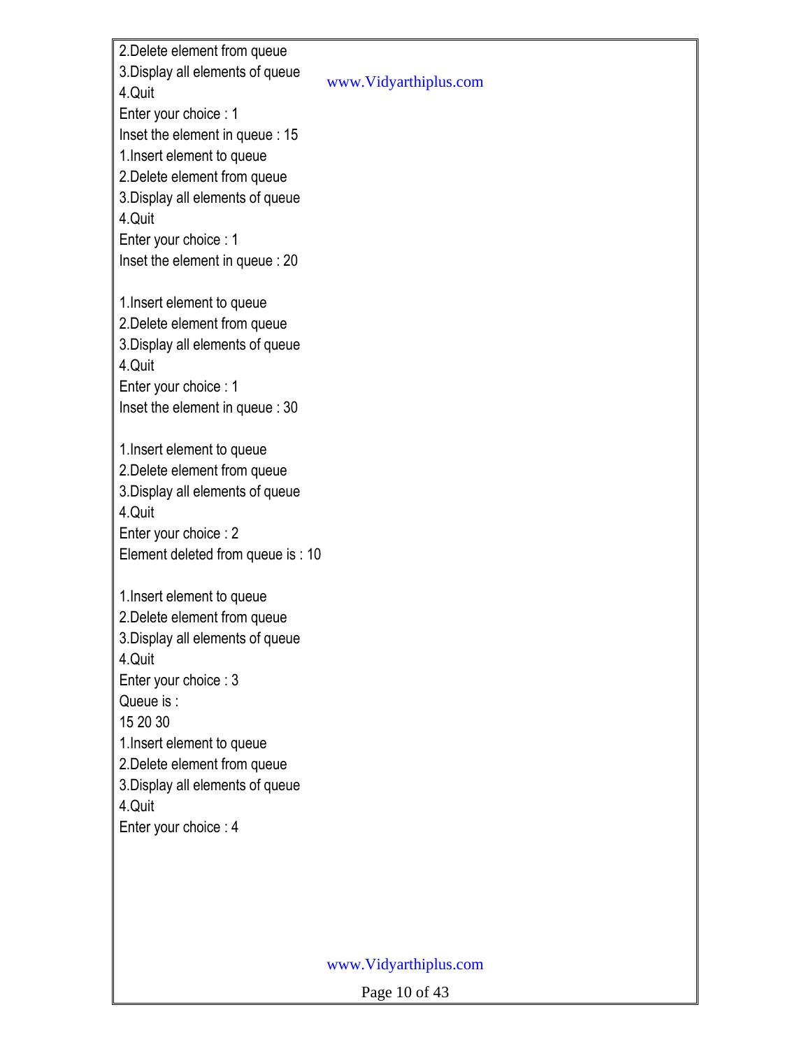```
2.Delete element from queue
3.Display all elements of queue
4.Quit
Enter your choice : 1
Inset the element in queue : 15
1.Insert element to queue
2.Delete element from queue
3.Display all elements of queue
4.Quit
Enter your choice : 1
Inset the element in queue : 20

1.Insert element to queue
2.Delete element from queue
3.Display all elements of queue
4.Quit
Enter your choice : 1
Inset the element in queue : 30

1.Insert element to queue
2.Delete element from queue
3.Display all elements of queue
4.Quit
Enter your choice : 2
Element deleted from queue is : 10

1.Insert element to queue
2.Delete element from queue
3.Display all elements of queue
4.Quit
Enter your choice : 3
Queue is :
15 20 30
1.Insert element to queue
2.Delete element from queue
3.Display all elements of queue
4.Quit
Enter your choice : 4
```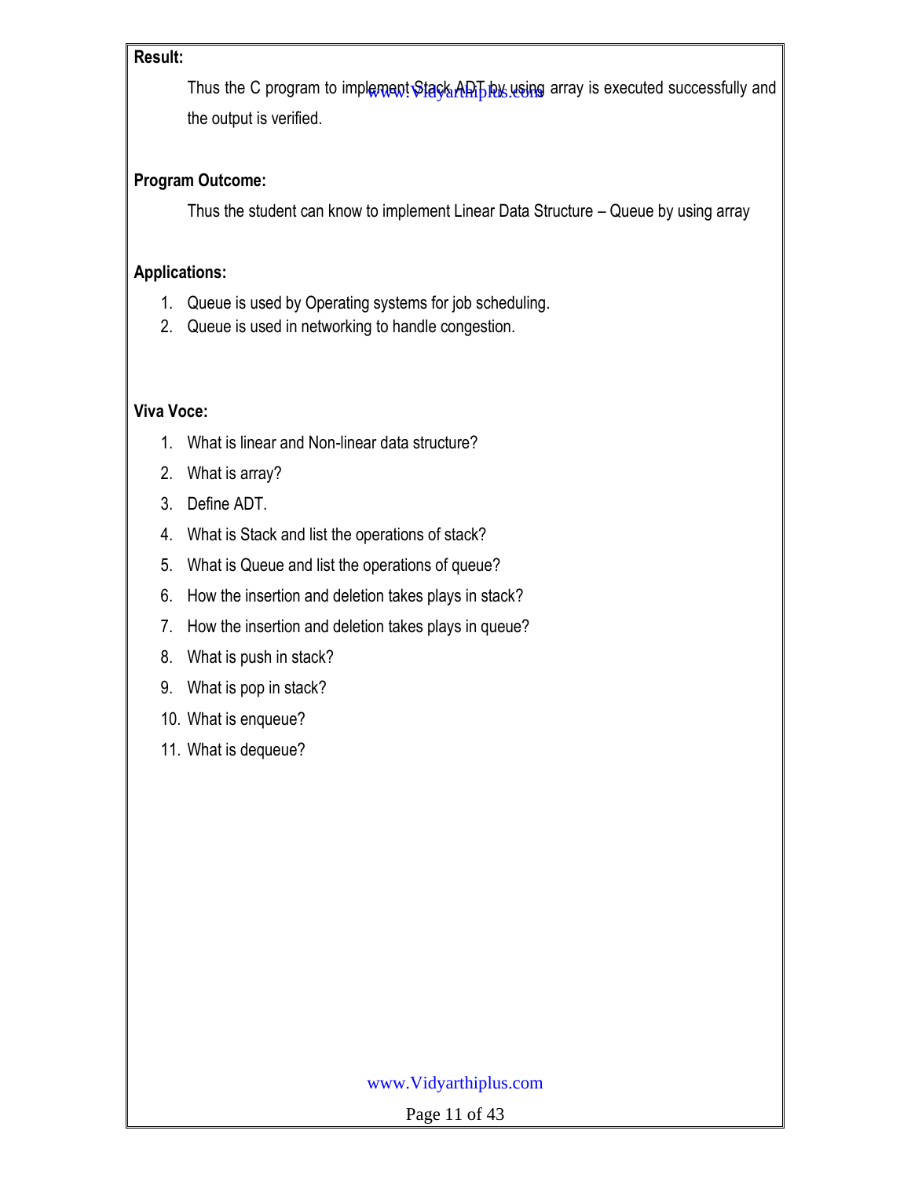**Result:**

Thus the C program to implement Stack ADT by using array is executed successfully and the output is verified.

**Program Outcome:**

Thus the student can know to implement Linear Data Structure – Queue by using array

**Applications:**

1. Queue is used by Operating systems for job scheduling.
2. Queue is used in networking to handle congestion.

**Viva Voce:**

1. What is linear and Non-linear data structure?
2. What is array?
3. Define ADT.
4. What is Stack and list the operations of stack?
5. What is Queue and list the operations of queue?
6. How the insertion and deletion takes plays in stack?
7. How the insertion and deletion takes plays in queue?
8. What is push in stack?
9. What is pop in stack?
10. What is enqueue?
11. What is dequeue?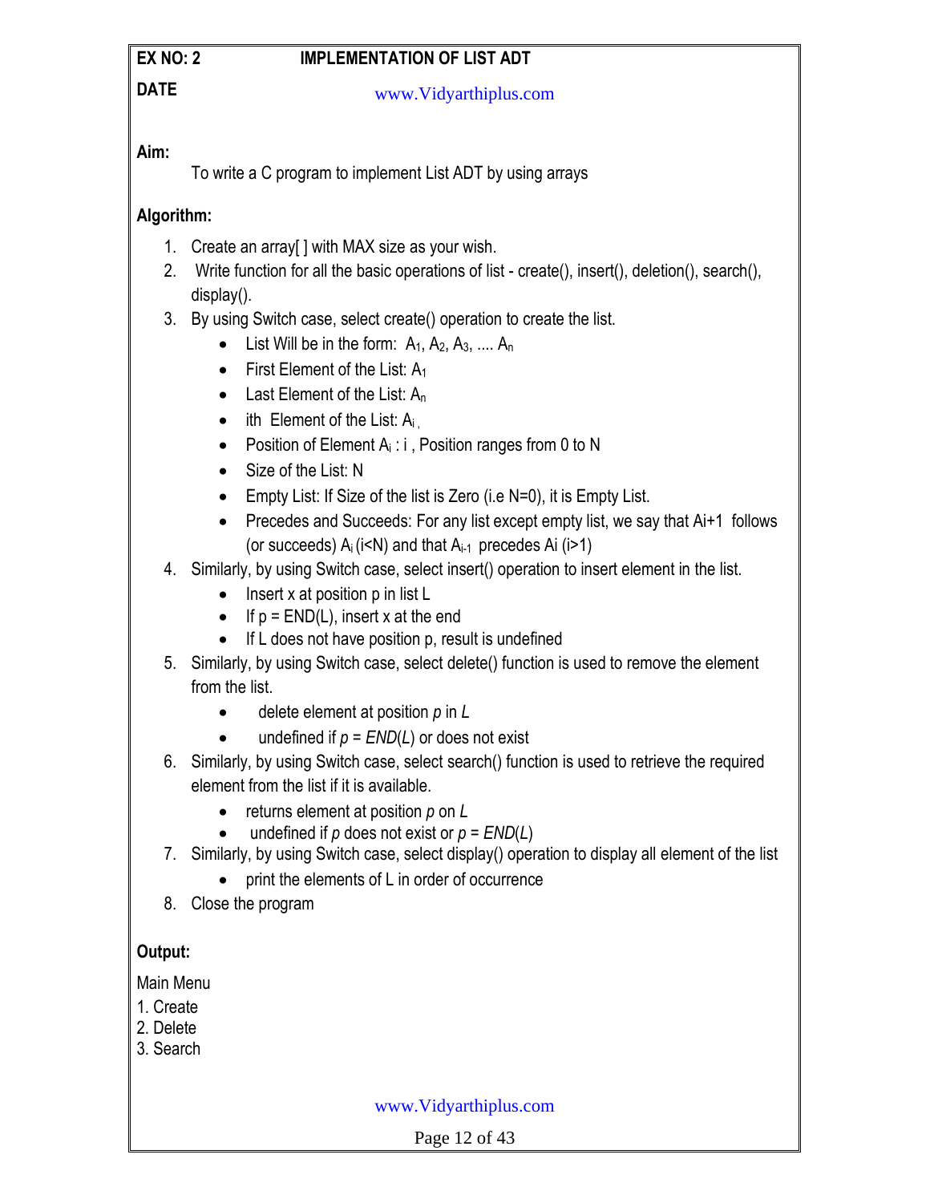**EX NO: 2** **IMPLEMENTATION OF LIST ADT**

**DATE**

www.Vidyarthiplus.com

**Aim:**

To write a C program to implement List ADT by using arrays

**Algorithm:**

1. Create an array[ ] with MAX size as your wish.
2. Write function for all the basic operations of list - create(), insert(), deletion(), search(), display().
3. By using Switch case, select create() operation to create the list.
   - List Will be in the form: $A_1$, $A_2$, $A_3$, .... $A_n$
   - First Element of the List: $A_1$
   - Last Element of the List: $A_n$
   - ith Element of the List: $A_i$ ,
   - Position of Element $A_i$ : i , Position ranges from 0 to N
   - Size of the List: N
   - Empty List: If Size of the list is Zero (i.e N=0), it is Empty List.
   - Precedes and Succeeds: For any list except empty list, we say that Ai+1 follows (or succeeds) $A_i$ (i<N) and that $A_{i-1}$ precedes Ai (i>1)
4. Similarly, by using Switch case, select insert() operation to insert element in the list.
   - Insert x at position p in list L
   - If p = END(L), insert x at the end
   - If L does not have position p, result is undefined
5. Similarly, by using Switch case, select delete() function is used to remove the element from the list.
   - delete element at position *p* in *L*
   - undefined if *p* = *END*(*L*) or does not exist
6. Similarly, by using Switch case, select search() function is used to retrieve the required element from the list if it is available.
   - returns element at position *p* on *L*
   - undefined if *p* does not exist or *p* = *END*(*L*)
7. Similarly, by using Switch case, select display() operation to display all element of the list
   - print the elements of L in order of occurrence
8. Close the program

**Output:**

Main Menu
1. Create
2. Delete
3. Search

www.Vidyarthiplus.com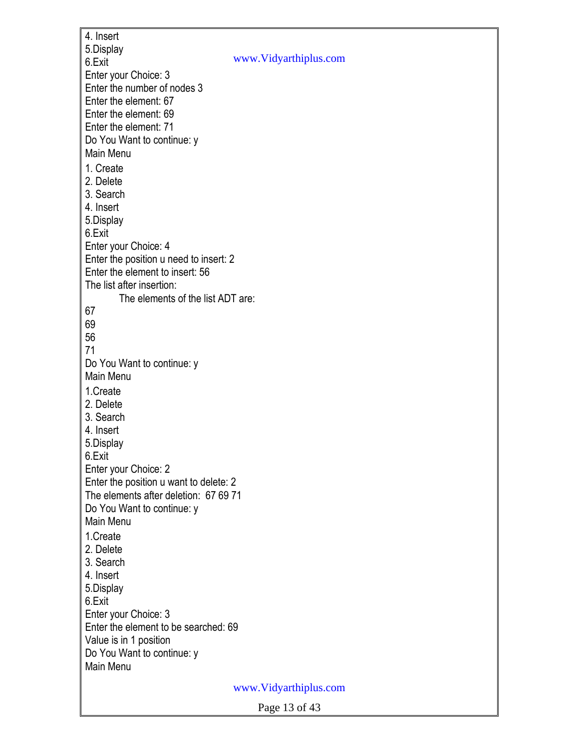```
4. Insert
5.Display
6.Exit
Enter your Choice: 3
Enter the number of nodes 3
Enter the element: 67
Enter the element: 69
Enter the element: 71
Do You Want to continue: y
Main Menu
1. Create
2. Delete
3. Search
4. Insert
5.Display
6.Exit
Enter your Choice: 4
Enter the position u need to insert: 2
Enter the element to insert: 56
The list after insertion:
        The elements of the list ADT are:
67
69
56
71
Do You Want to continue: y
Main Menu
1.Create
2. Delete
3. Search
4. Insert
5.Display
6.Exit
Enter your Choice: 2
Enter the position u want to delete: 2
The elements after deletion:  67 69 71
Do You Want to continue: y
Main Menu
1.Create
2. Delete
3. Search
4. Insert
5.Display
6.Exit
Enter your Choice: 3
Enter the element to be searched: 69
Value is in 1 position
Do You Want to continue: y
Main Menu
```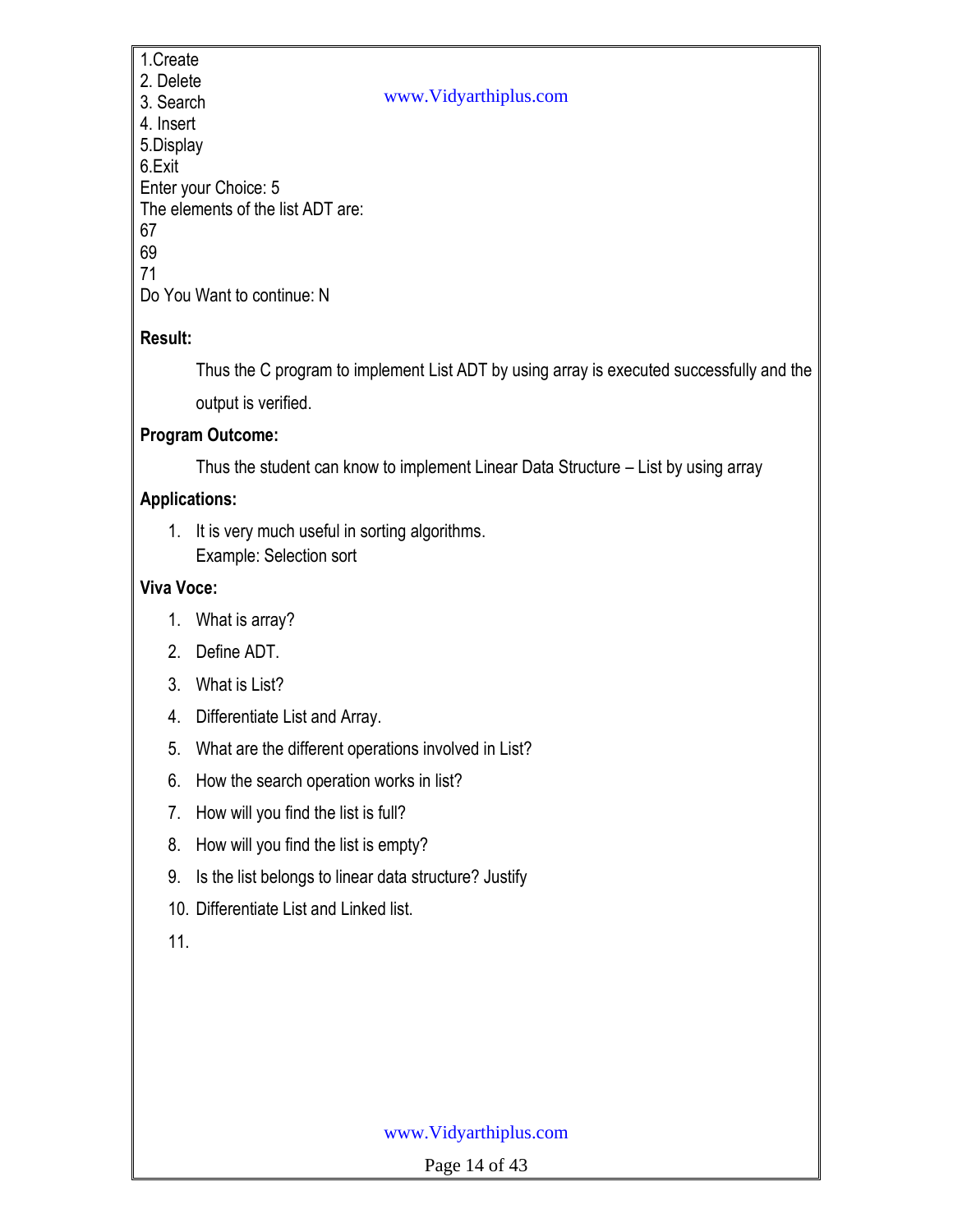```
1.Create
2. Delete
3. Search
4. Insert
5.Display
6.Exit
Enter your Choice: 5
The elements of the list ADT are:
67
69
71
Do You Want to continue: N
```

**Result:**

Thus the C program to implement List ADT by using array is executed successfully and the output is verified.

**Program Outcome:**

Thus the student can know to implement Linear Data Structure – List by using array

**Applications:**

1. It is very much useful in sorting algorithms.
   Example: Selection sort

**Viva Voce:**

1. What is array?
2. Define ADT.
3. What is List?
4. Differentiate List and Array.
5. What are the different operations involved in List?
6. How the search operation works in list?
7. How will you find the list is full?
8. How will you find the list is empty?
9. Is the list belongs to linear data structure? Justify
10. Differentiate List and Linked list.
11.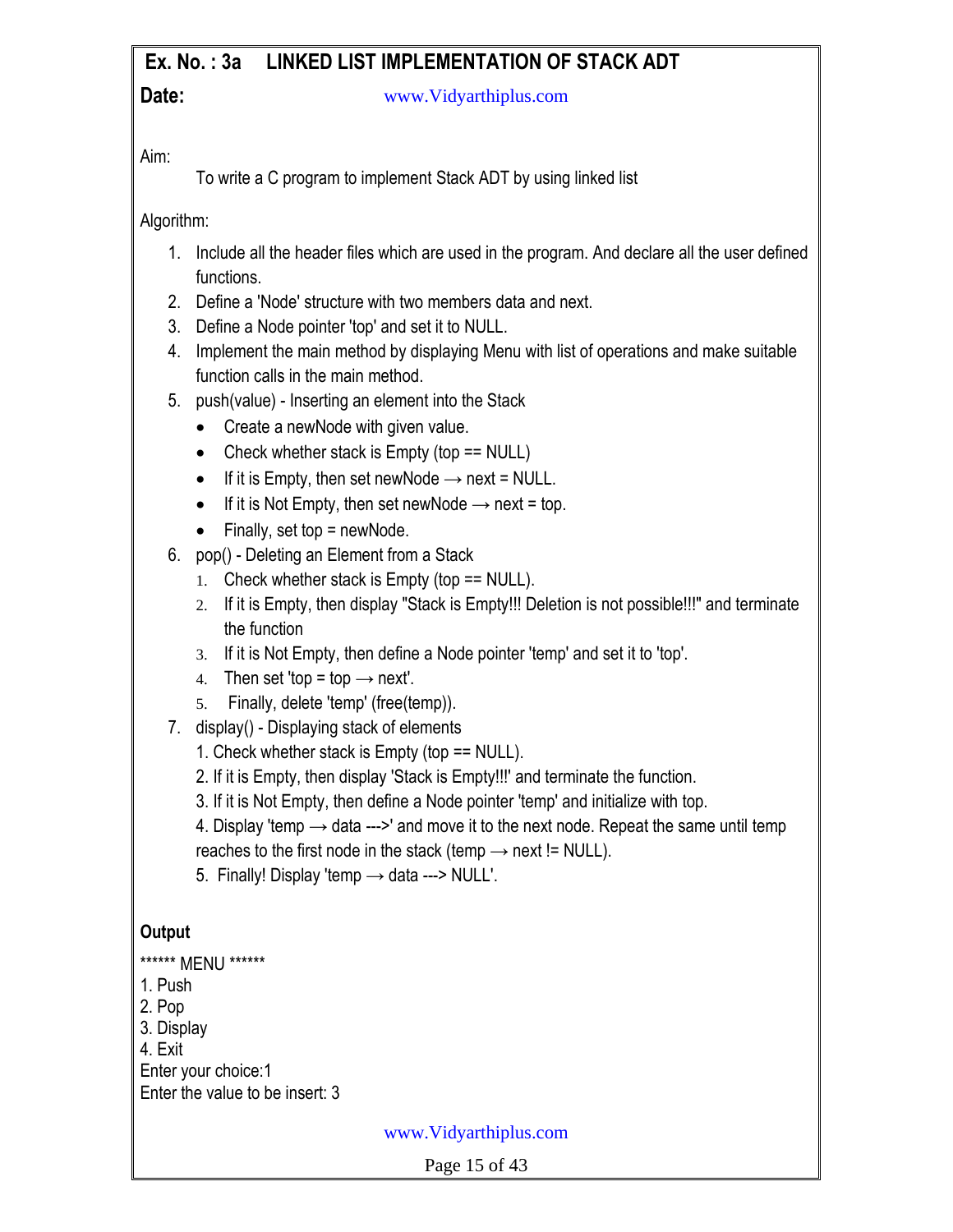# Ex. No. : 3a LINKED LIST IMPLEMENTATION OF STACK ADT

**Date:** www.Vidyarthiplus.com

Aim:

To write a C program to implement Stack ADT by using linked list

Algorithm:

1. Include all the header files which are used in the program. And declare all the user defined functions.
2. Define a 'Node' structure with two members data and next.
3. Define a Node pointer 'top' and set it to NULL.
4. Implement the main method by displaying Menu with list of operations and make suitable function calls in the main method.
5. push(value) - Inserting an element into the Stack
   - Create a newNode with given value.
   - Check whether stack is Empty (top == NULL)
   - If it is Empty, then set newNode → next = NULL.
   - If it is Not Empty, then set newNode → next = top.
   - Finally, set top = newNode.
6. pop() - Deleting an Element from a Stack
   1. Check whether stack is Empty (top == NULL).
   2. If it is Empty, then display "Stack is Empty!!! Deletion is not possible!!!" and terminate the function
   3. If it is Not Empty, then define a Node pointer 'temp' and set it to 'top'.
   4. Then set 'top = top → next'.
   5. Finally, delete 'temp' (free(temp)).
7. display() - Displaying stack of elements
   1. Check whether stack is Empty (top == NULL).
   2. If it is Empty, then display 'Stack is Empty!!!' and terminate the function.
   3. If it is Not Empty, then define a Node pointer 'temp' and initialize with top.
   4. Display 'temp → data --->' and move it to the next node. Repeat the same until temp reaches to the first node in the stack (temp → next != NULL).
   5. Finally! Display 'temp → data ---> NULL'.

**Output**

```
****** MENU ******
1. Push
2. Pop
3. Display
4. Exit
Enter your choice:1
Enter the value to be insert: 3
```

www.Vidyarthiplus.com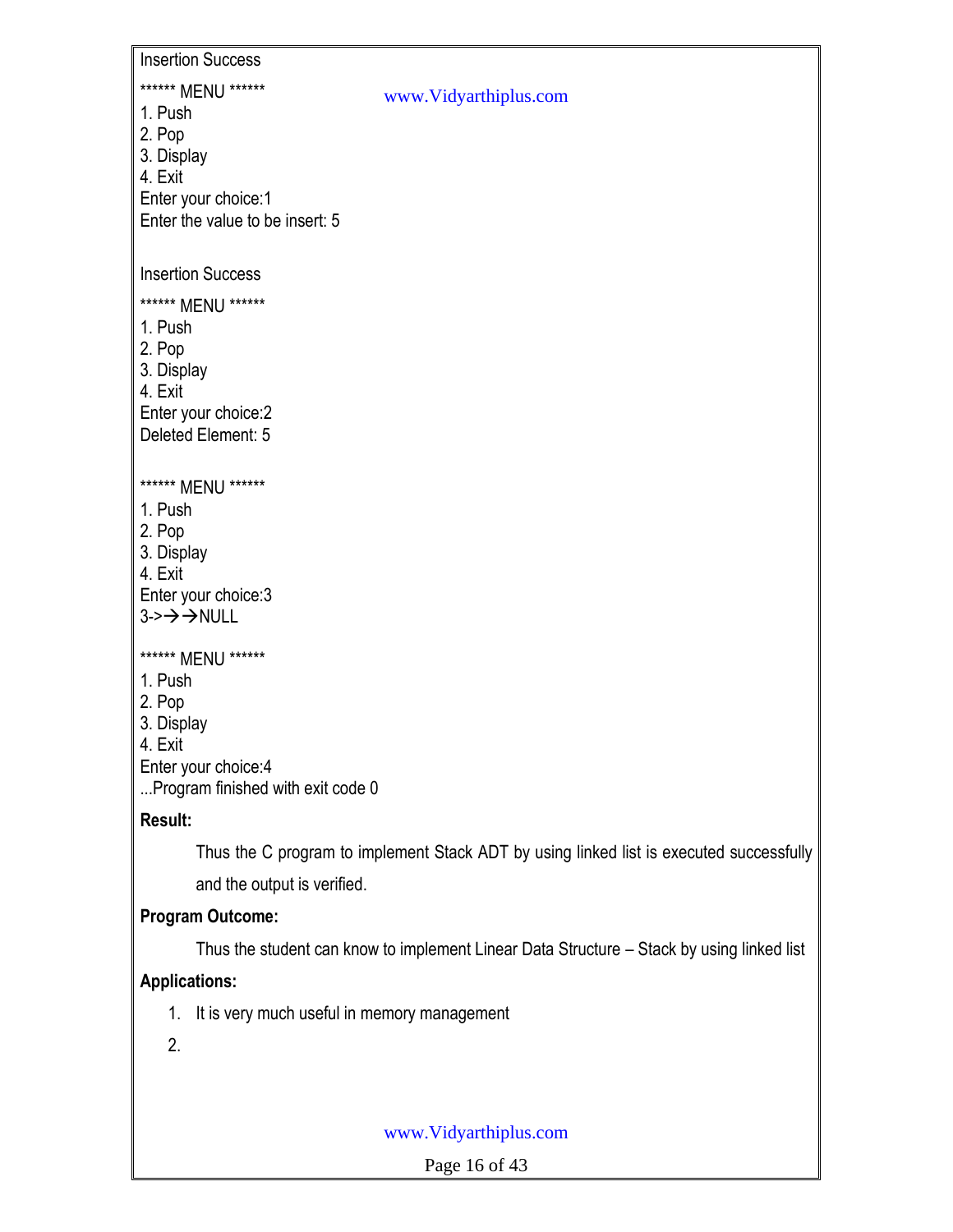```
Insertion Success
****** MENU ******
1. Push
2. Pop
3. Display
4. Exit
Enter your choice:1
Enter the value to be insert: 5

Insertion Success
****** MENU ******
1. Push
2. Pop
3. Display
4. Exit
Enter your choice:2
Deleted Element: 5

****** MENU ******
1. Push
2. Pop
3. Display
4. Exit
Enter your choice:3
3->→→NULL

****** MENU ******
1. Push
2. Pop
3. Display
4. Exit
Enter your choice:4
...Program finished with exit code 0
```

**Result:**

Thus the C program to implement Stack ADT by using linked list is executed successfully and the output is verified.

**Program Outcome:**

Thus the student can know to implement Linear Data Structure – Stack by using linked list

**Applications:**

1. It is very much useful in memory management
2.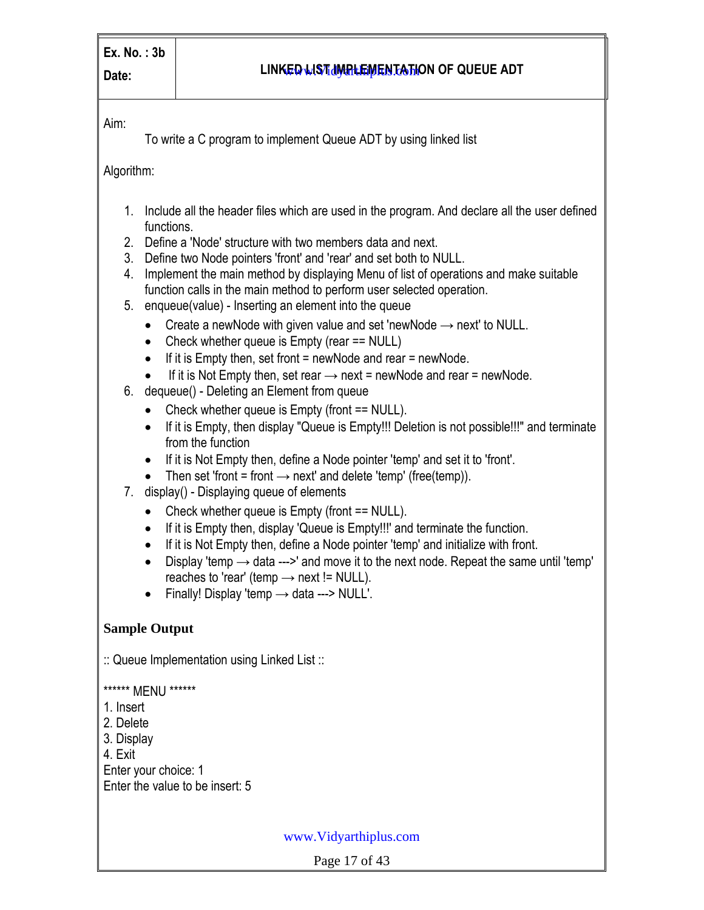| Ex. No. : 3b<br>Date: | LINKED LIST IMPLEMENTATION OF QUEUE ADT |
|---|---|

Aim:

To write a C program to implement Queue ADT by using linked list

Algorithm:

1. Include all the header files which are used in the program. And declare all the user defined functions.
2. Define a 'Node' structure with two members data and next.
3. Define two Node pointers 'front' and 'rear' and set both to NULL.
4. Implement the main method by displaying Menu of list of operations and make suitable function calls in the main method to perform user selected operation.
5. enqueue(value) - Inserting an element into the queue
   - Create a newNode with given value and set 'newNode → next' to NULL.
   - Check whether queue is Empty (rear == NULL)
   - If it is Empty then, set front = newNode and rear = newNode.
   - If it is Not Empty then, set rear → next = newNode and rear = newNode.
6. dequeue() - Deleting an Element from queue
   - Check whether queue is Empty (front == NULL).
   - If it is Empty, then display "Queue is Empty!!! Deletion is not possible!!!" and terminate from the function
   - If it is Not Empty then, define a Node pointer 'temp' and set it to 'front'.
   - Then set 'front = front → next' and delete 'temp' (free(temp)).
7. display() - Displaying queue of elements
   - Check whether queue is Empty (front == NULL).
   - If it is Empty then, display 'Queue is Empty!!!' and terminate the function.
   - If it is Not Empty then, define a Node pointer 'temp' and initialize with front.
   - Display 'temp → data --->' and move it to the next node. Repeat the same until 'temp' reaches to 'rear' (temp → next != NULL).
   - Finally! Display 'temp → data ---> NULL'.

**Sample Output**

```
:: Queue Implementation using Linked List ::

****** MENU ******
1. Insert
2. Delete
3. Display
4. Exit
Enter your choice: 1
Enter the value to be insert: 5
```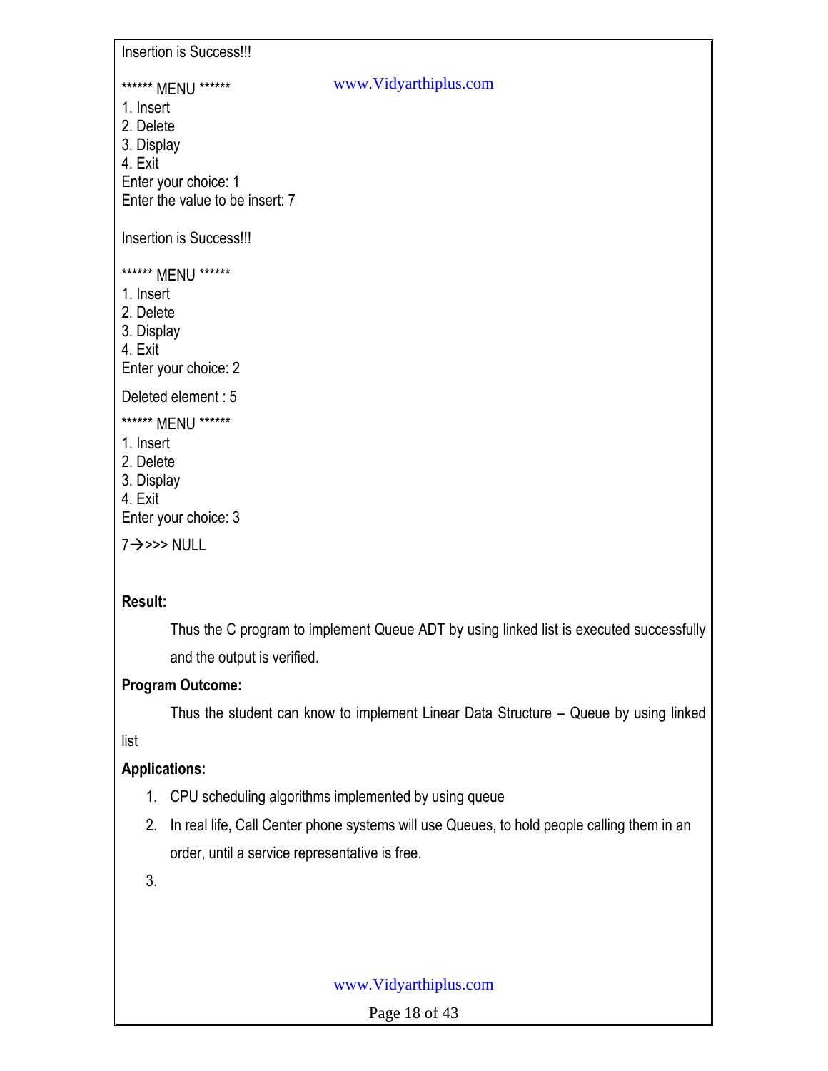```
Insertion is Success!!!

****** MENU ******
1. Insert
2. Delete
3. Display
4. Exit
Enter your choice: 1
Enter the value to be insert: 7

Insertion is Success!!!

****** MENU ******
1. Insert
2. Delete
3. Display
4. Exit
Enter your choice: 2

Deleted element : 5

****** MENU ******
1. Insert
2. Delete
3. Display
4. Exit
Enter your choice: 3

7→>>> NULL
```

**Result:**

Thus the C program to implement Queue ADT by using linked list is executed successfully and the output is verified.

**Program Outcome:**

Thus the student can know to implement Linear Data Structure – Queue by using linked list

**Applications:**

1. CPU scheduling algorithms implemented by using queue
2. In real life, Call Center phone systems will use Queues, to hold people calling them in an order, until a service representative is free.
3.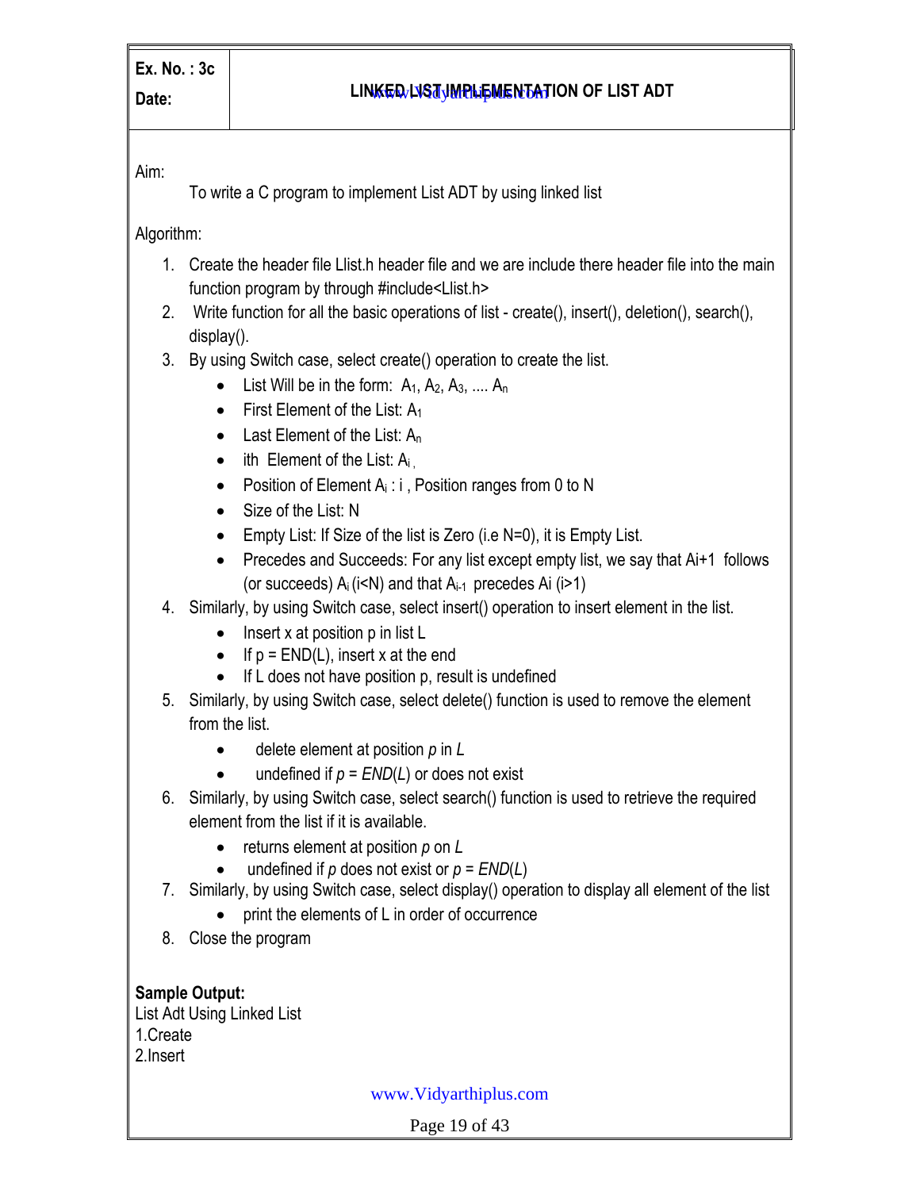| Ex. No. : 3c<br>Date: | LINKED LIST IMPLEMENTATION OF LIST ADT |
|---|---|

Aim:

To write a C program to implement List ADT by using linked list

Algorithm:

1. Create the header file Llist.h header file and we are include there header file into the main function program by through #include<Llist.h>
2. Write function for all the basic operations of list - create(), insert(), deletion(), search(), display().
3. By using Switch case, select create() operation to create the list.
   - List Will be in the form: $A_1$, $A_2$, $A_3$, .... $A_n$
   - First Element of the List: $A_1$
   - Last Element of the List: $A_n$
   - ith Element of the List: $A_i$ ,
   - Position of Element $A_i$ : i , Position ranges from 0 to N
   - Size of the List: N
   - Empty List: If Size of the list is Zero (i.e N=0), it is Empty List.
   - Precedes and Succeeds: For any list except empty list, we say that Ai+1 follows (or succeeds) $A_i$ (i<N) and that $A_{i-1}$ precedes Ai (i>1)
4. Similarly, by using Switch case, select insert() operation to insert element in the list.
   - Insert x at position p in list L
   - If p = END(L), insert x at the end
   - If L does not have position p, result is undefined
5. Similarly, by using Switch case, select delete() function is used to remove the element from the list.
   - delete element at position *p* in *L*
   - undefined if *p* = *END*(*L*) or does not exist
6. Similarly, by using Switch case, select search() function is used to retrieve the required element from the list if it is available.
   - returns element at position *p* on *L*
   - undefined if *p* does not exist or *p* = *END*(*L*)
7. Similarly, by using Switch case, select display() operation to display all element of the list
   - print the elements of L in order of occurrence
8. Close the program

**Sample Output:**

List Adt Using Linked List
1.Create
2.Insert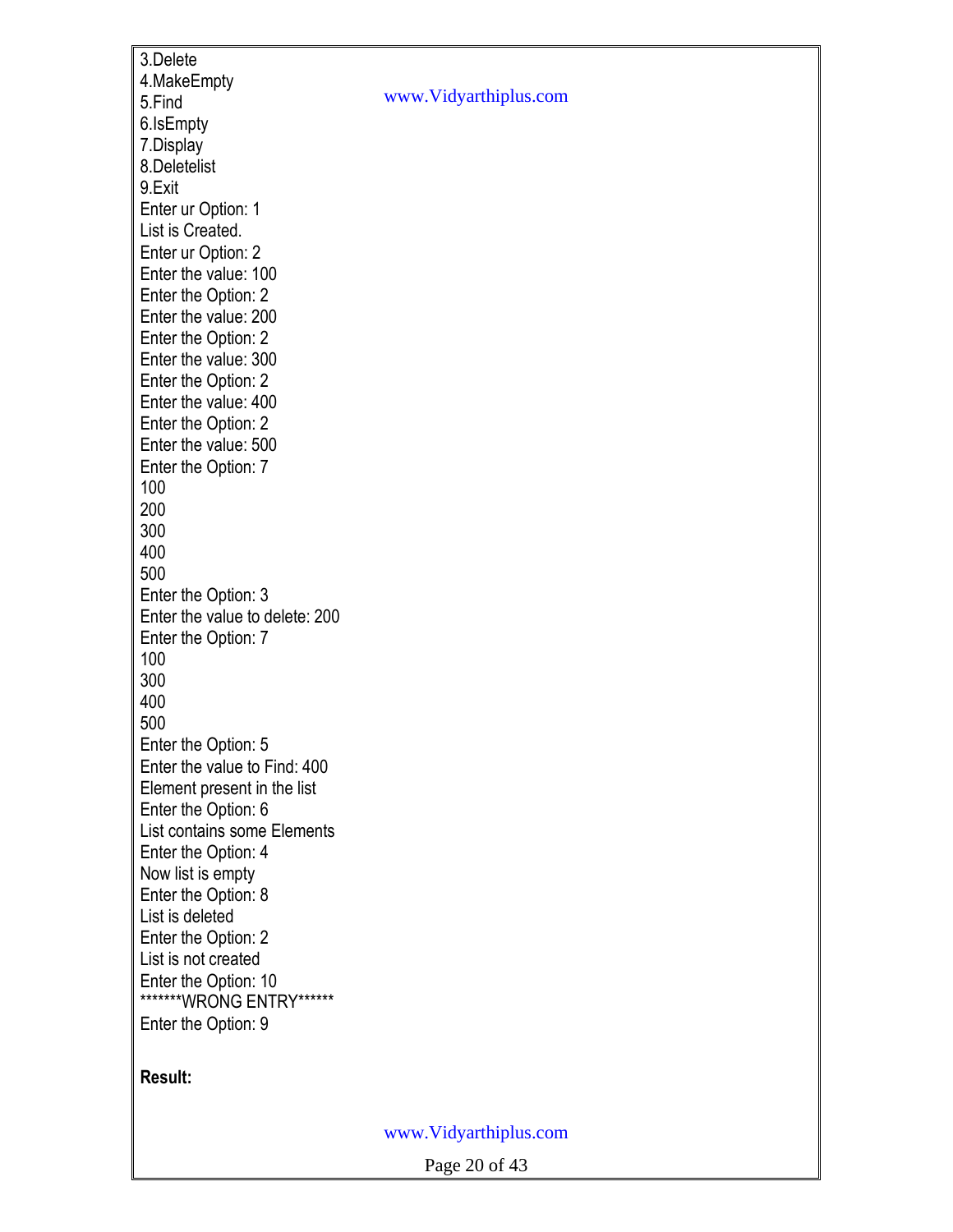```
3.Delete
4.MakeEmpty
5.Find
6.IsEmpty
7.Display
8.Deletelist
9.Exit
Enter ur Option: 1
List is Created.
Enter ur Option: 2
Enter the value: 100
Enter the Option: 2
Enter the value: 200
Enter the Option: 2
Enter the value: 300
Enter the Option: 2
Enter the value: 400
Enter the Option: 2
Enter the value: 500
Enter the Option: 7
100
200
300
400
500
Enter the Option: 3
Enter the value to delete: 200
Enter the Option: 7
100
300
400
500
Enter the Option: 5
Enter the value to Find: 400
Element present in the list
Enter the Option: 6
List contains some Elements
Enter the Option: 4
Now list is empty
Enter the Option: 8
List is deleted
Enter the Option: 2
List is not created
Enter the Option: 10
*******WRONG ENTRY******
Enter the Option: 9
```

**Result:**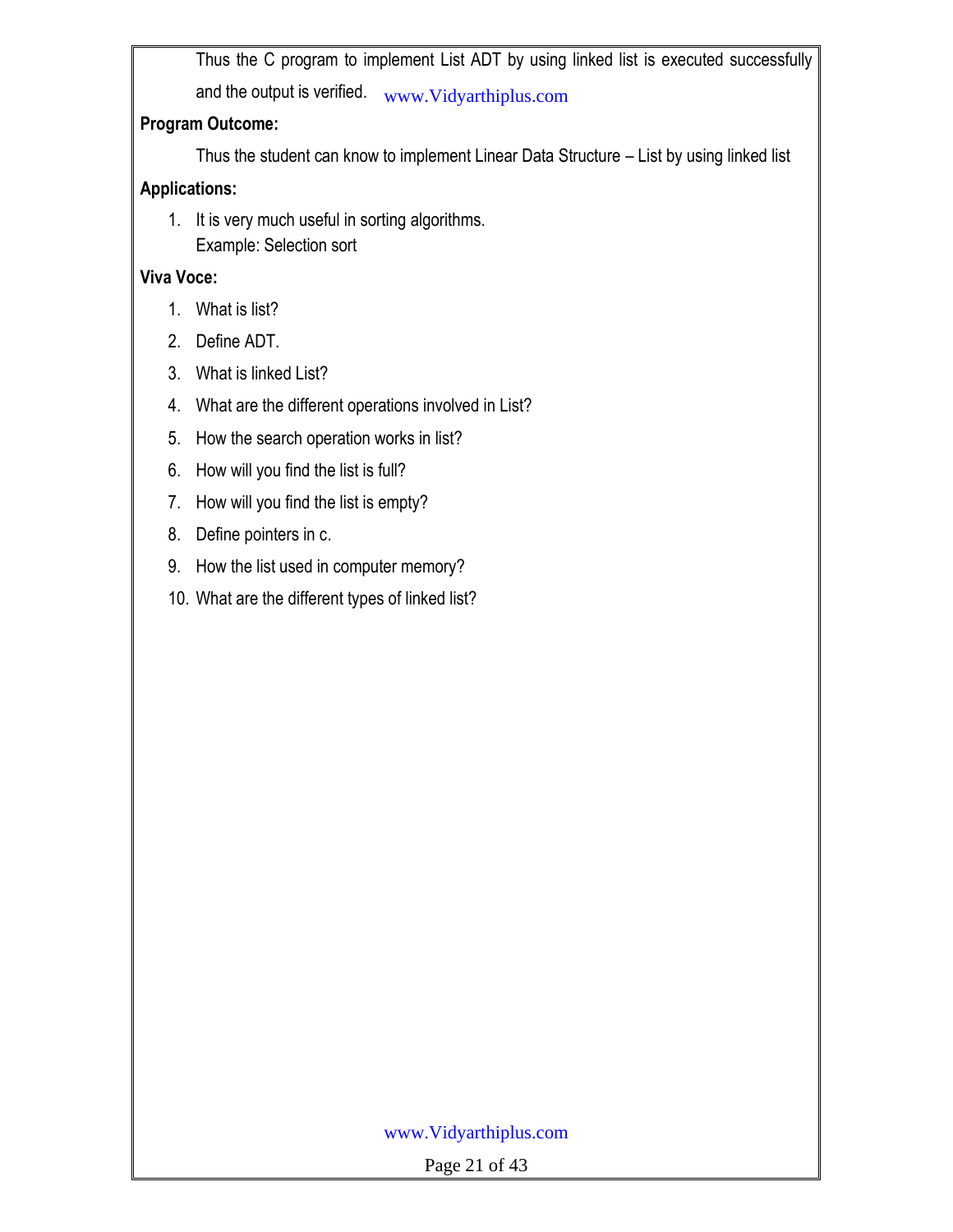Thus the C program to implement List ADT by using linked list is executed successfully and the output is verified.

**Program Outcome:**

Thus the student can know to implement Linear Data Structure – List by using linked list

**Applications:**

1. It is very much useful in sorting algorithms.
   Example: Selection sort

**Viva Voce:**

1. What is list?
2. Define ADT.
3. What is linked List?
4. What are the different operations involved in List?
5. How the search operation works in list?
6. How will you find the list is full?
7. How will you find the list is empty?
8. Define pointers in c.
9. How the list used in computer memory?
10. What are the different types of linked list?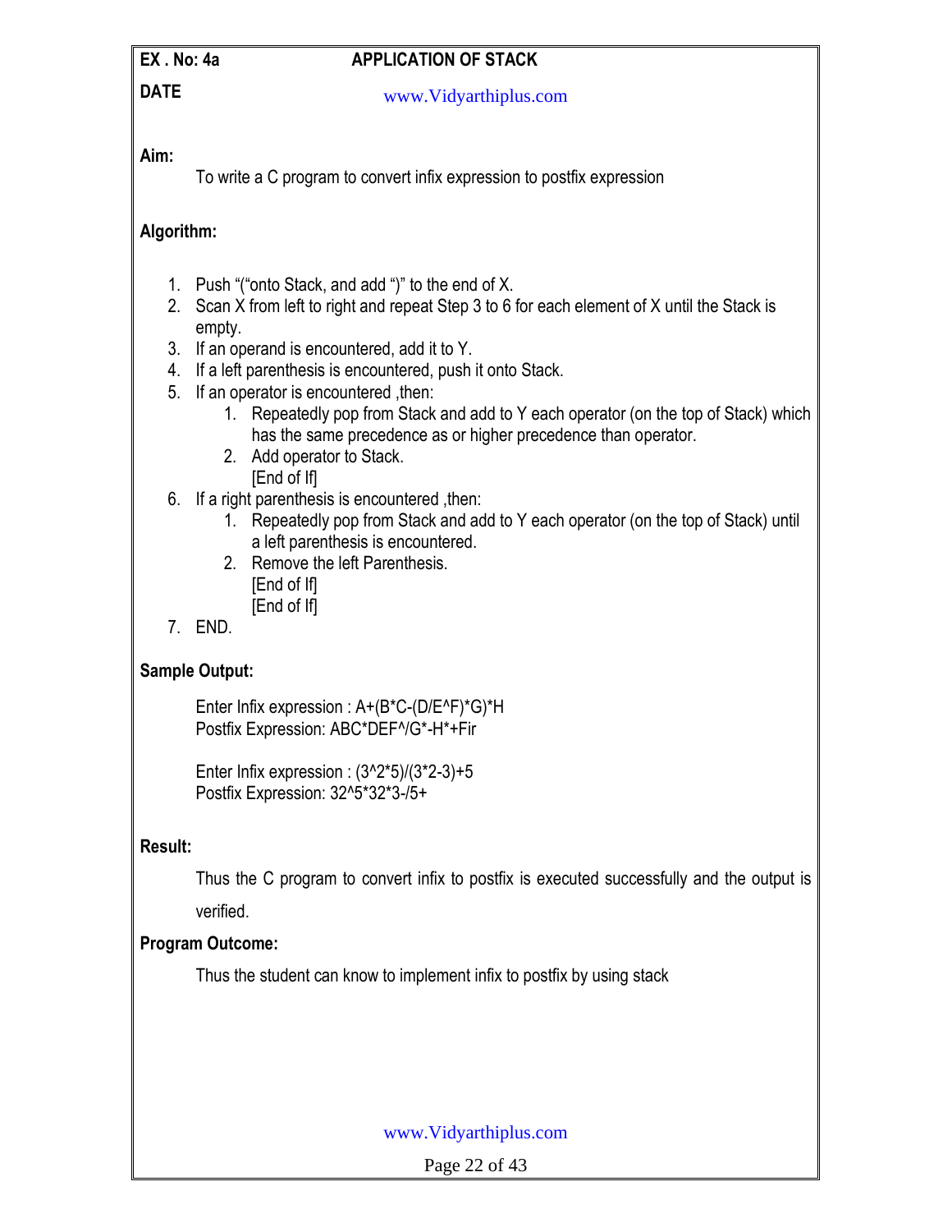**EX . No: 4a** **APPLICATION OF STACK**

**DATE**

**Aim:**

To write a C program to convert infix expression to postfix expression

**Algorithm:**

1. Push "("onto Stack, and add ")" to the end of X.
2. Scan X from left to right and repeat Step 3 to 6 for each element of X until the Stack is empty.
3. If an operand is encountered, add it to Y.
4. If a left parenthesis is encountered, push it onto Stack.
5. If an operator is encountered ,then:
   1. Repeatedly pop from Stack and add to Y each operator (on the top of Stack) which has the same precedence as or higher precedence than operator.
   2. Add operator to Stack.
      [End of If]
6. If a right parenthesis is encountered ,then:
   1. Repeatedly pop from Stack and add to Y each operator (on the top of Stack) until a left parenthesis is encountered.
   2. Remove the left Parenthesis.
      [End of If]
      [End of If]
7. END.

**Sample Output:**

```
Enter Infix expression : A+(B*C-(D/E^F)*G)*H
Postfix Expression: ABC*DEF^/G*-H*+Fir

Enter Infix expression : (3^2*5)/(3*2-3)+5
Postfix Expression: 32^5*32*3-/5+
```

**Result:**

Thus the C program to convert infix to postfix is executed successfully and the output is verified.

**Program Outcome:**

Thus the student can know to implement infix to postfix by using stack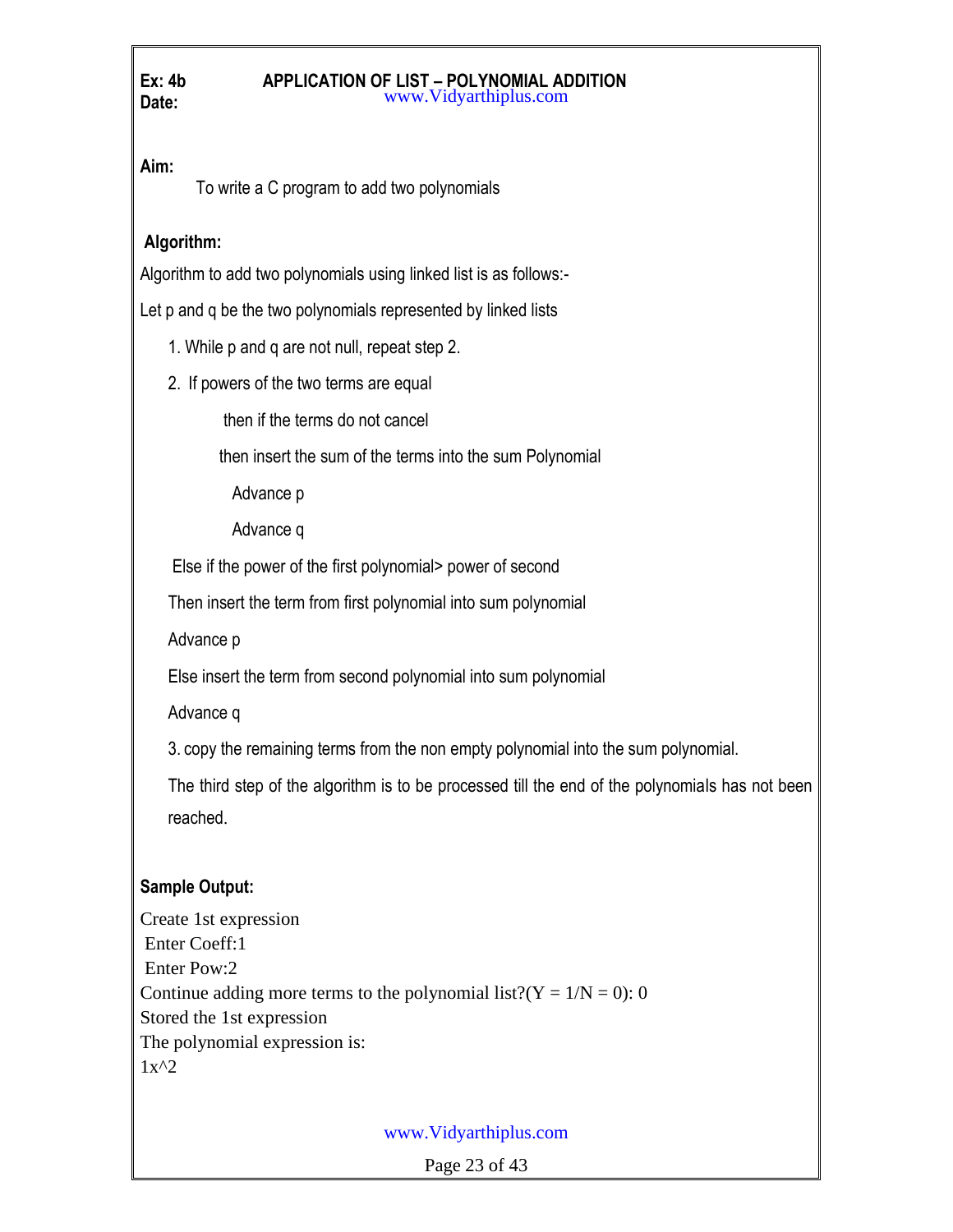**Ex: 4b** **APPLICATION OF LIST – POLYNOMIAL ADDITION**
**Date:**

**Aim:**

To write a C program to add two polynomials

**Algorithm:**

Algorithm to add two polynomials using linked list is as follows:-

Let p and q be the two polynomials represented by linked lists

1. While p and q are not null, repeat step 2.
2. If powers of the two terms are equal

    then if the terms do not cancel

    then insert the sum of the terms into the sum Polynomial

    Advance p

    Advance q

    Else if the power of the first polynomial> power of second

    Then insert the term from first polynomial into sum polynomial

    Advance p

    Else insert the term from second polynomial into sum polynomial

    Advance q

3. copy the remaining terms from the non empty polynomial into the sum polynomial.

The third step of the algorithm is to be processed till the end of the polynomials has not been reached.

**Sample Output:**

```
Create 1st expression
 Enter Coeff:1
 Enter Pow:2
Continue adding more terms to the polynomial list?(Y = 1/N = 0): 0
Stored the 1st expression
The polynomial expression is:
1x^2
```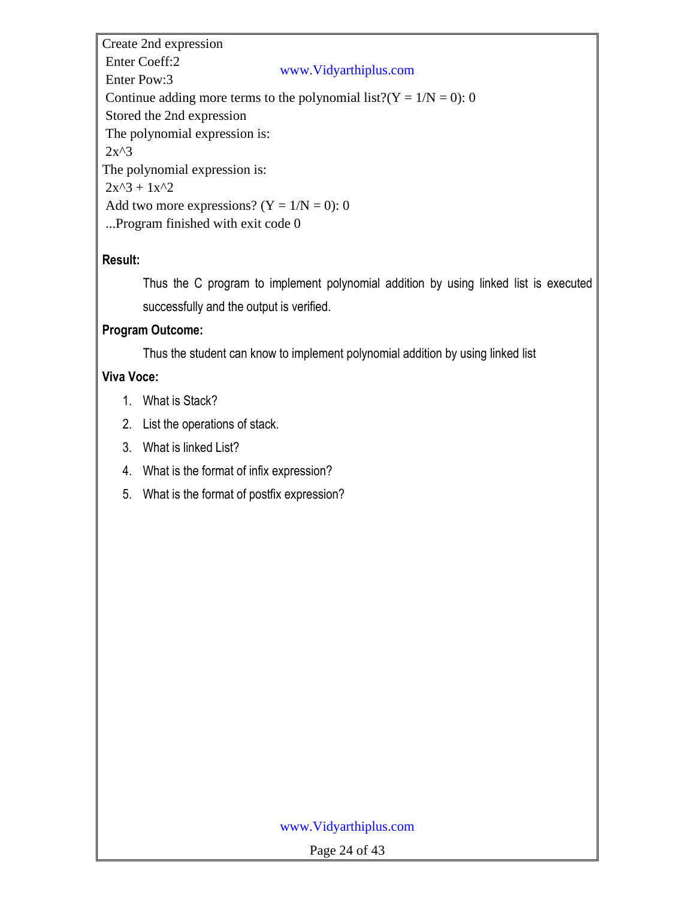```
Create 2nd expression
 Enter Coeff:2
 Enter Pow:3
 Continue adding more terms to the polynomial list?(Y = 1/N = 0): 0
 Stored the 2nd expression
 The polynomial expression is:
 2x^3
The polynomial expression is:
 2x^3 + 1x^2
 Add two more expressions? (Y = 1/N = 0): 0
 ...Program finished with exit code 0
```

**Result:**

Thus the C program to implement polynomial addition by using linked list is executed successfully and the output is verified.

**Program Outcome:**

Thus the student can know to implement polynomial addition by using linked list

**Viva Voce:**

1. What is Stack?
2. List the operations of stack.
3. What is linked List?
4. What is the format of infix expression?
5. What is the format of postfix expression?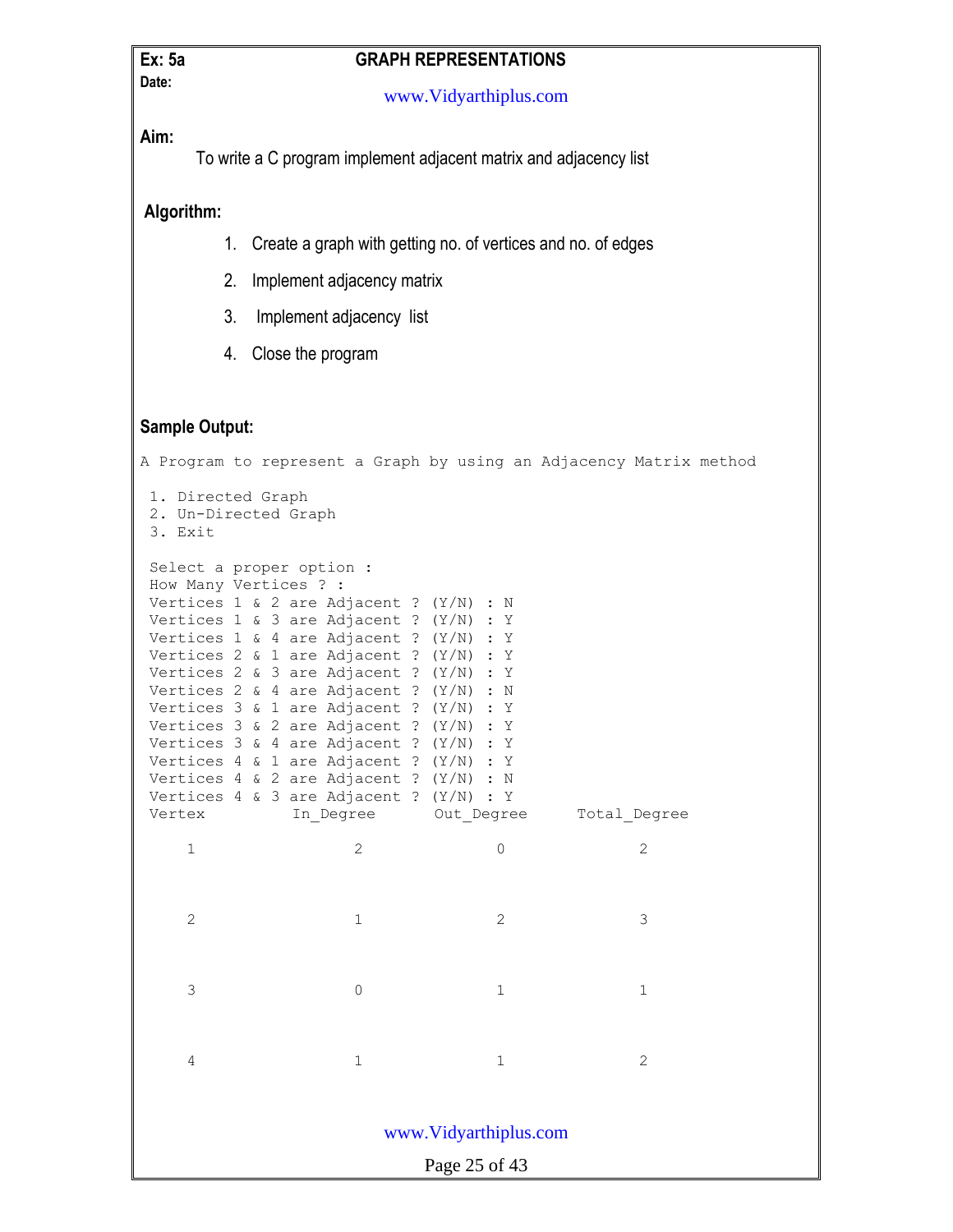**Ex: 5a** **GRAPH REPRESENTATIONS**

**Date:**

www.Vidyarthiplus.com

**Aim:**

To write a C program implement adjacent matrix and adjacency list

**Algorithm:**

1. Create a graph with getting no. of vertices and no. of edges
2. Implement adjacency matrix
3. Implement adjacency list
4. Close the program

**Sample Output:**

```
A Program to represent a Graph by using an Adjacency Matrix method

 1. Directed Graph
 2. Un-Directed Graph
 3. Exit

 Select a proper option :
 How Many Vertices ? :
 Vertices 1 & 2 are Adjacent ? (Y/N) : N
 Vertices 1 & 3 are Adjacent ? (Y/N) : Y
 Vertices 1 & 4 are Adjacent ? (Y/N) : Y
 Vertices 2 & 1 are Adjacent ? (Y/N) : Y
 Vertices 2 & 3 are Adjacent ? (Y/N) : Y
 Vertices 2 & 4 are Adjacent ? (Y/N) : N
 Vertices 3 & 1 are Adjacent ? (Y/N) : Y
 Vertices 3 & 2 are Adjacent ? (Y/N) : Y
 Vertices 3 & 4 are Adjacent ? (Y/N) : Y
 Vertices 4 & 1 are Adjacent ? (Y/N) : Y
 Vertices 4 & 2 are Adjacent ? (Y/N) : N
 Vertices 4 & 3 are Adjacent ? (Y/N) : Y
 Vertex          In_Degree       Out_Degree      Total_Degree

     1               2               0               2



     2               1               2               3



     3               0               1               1



     4               1               1               2
```

www.Vidyarthiplus.com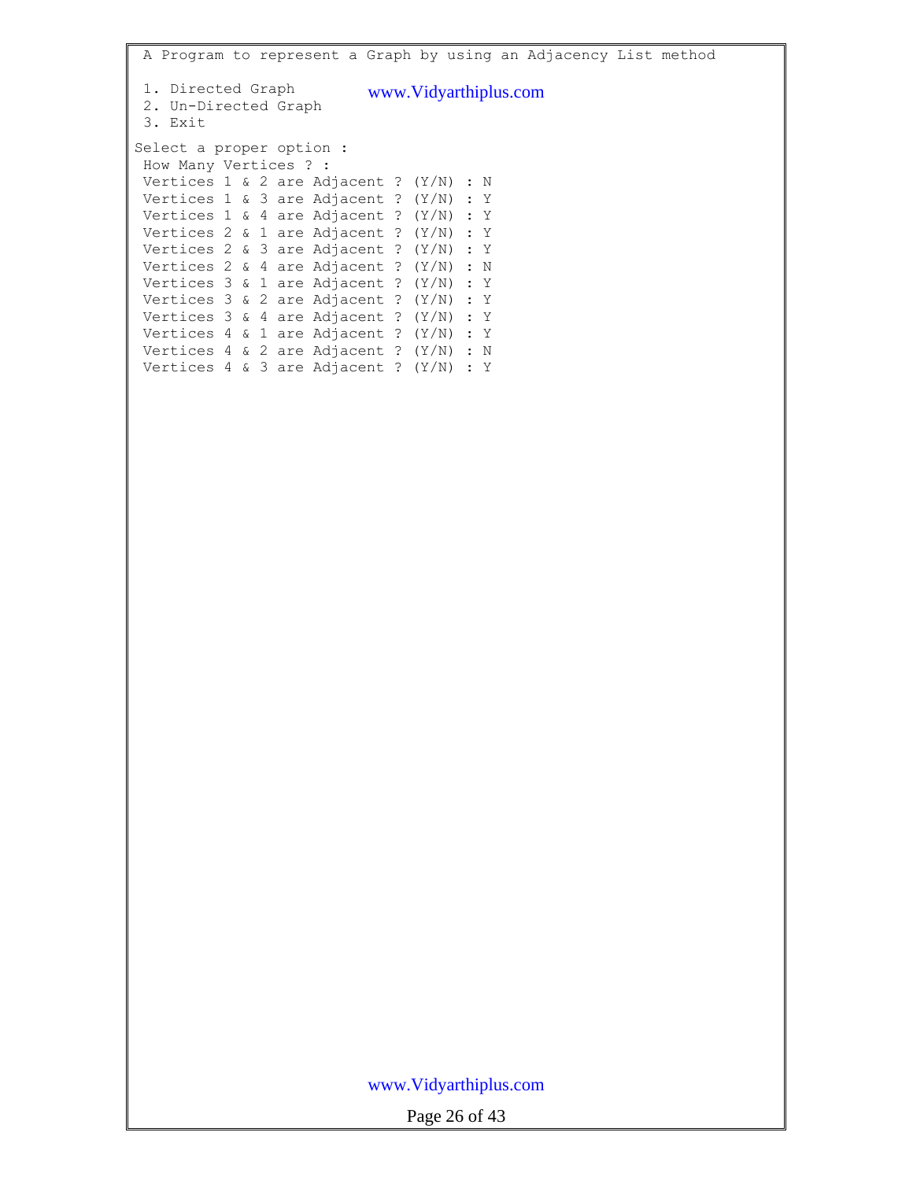```
 A Program to represent a Graph by using an Adjacency List method

 1. Directed Graph
 2. Un-Directed Graph
 3. Exit

Select a proper option :
 How Many Vertices ? :
 Vertices 1 & 2 are Adjacent ? (Y/N) : N
 Vertices 1 & 3 are Adjacent ? (Y/N) : Y
 Vertices 1 & 4 are Adjacent ? (Y/N) : Y
 Vertices 2 & 1 are Adjacent ? (Y/N) : Y
 Vertices 2 & 3 are Adjacent ? (Y/N) : Y
 Vertices 2 & 4 are Adjacent ? (Y/N) : N
 Vertices 3 & 1 are Adjacent ? (Y/N) : Y
 Vertices 3 & 2 are Adjacent ? (Y/N) : Y
 Vertices 3 & 4 are Adjacent ? (Y/N) : Y
 Vertices 4 & 1 are Adjacent ? (Y/N) : Y
 Vertices 4 & 2 are Adjacent ? (Y/N) : N
 Vertices 4 & 3 are Adjacent ? (Y/N) : Y
```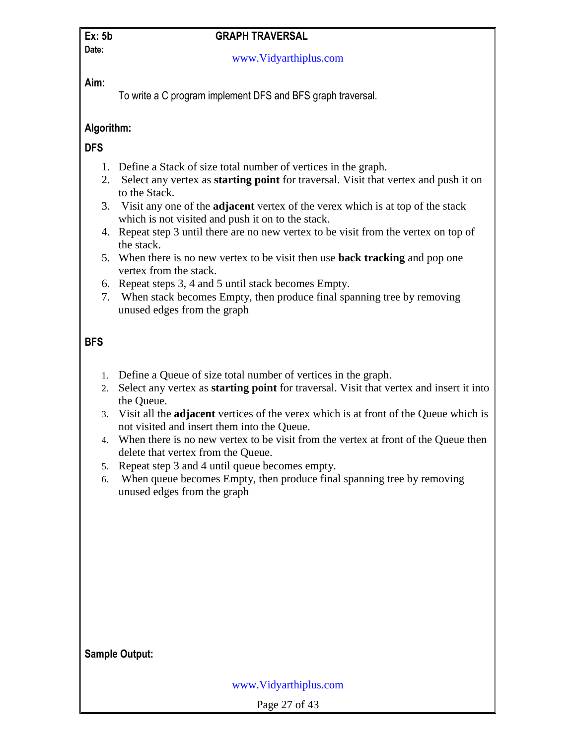**Ex: 5b** **GRAPH TRAVERSAL**

**Date:**

www.Vidyarthiplus.com

**Aim:**

To write a C program implement DFS and BFS graph traversal.

**Algorithm:**

**DFS**

1. Define a Stack of size total number of vertices in the graph.
2. Select any vertex as **starting point** for traversal. Visit that vertex and push it on to the Stack.
3. Visit any one of the **adjacent** vertex of the verex which is at top of the stack which is not visited and push it on to the stack.
4. Repeat step 3 until there are no new vertex to be visit from the vertex on top of the stack.
5. When there is no new vertex to be visit then use **back tracking** and pop one vertex from the stack.
6. Repeat steps 3, 4 and 5 until stack becomes Empty.
7. When stack becomes Empty, then produce final spanning tree by removing unused edges from the graph

**BFS**

1. Define a Queue of size total number of vertices in the graph.
2. Select any vertex as **starting point** for traversal. Visit that vertex and insert it into the Queue.
3. Visit all the **adjacent** vertices of the verex which is at front of the Queue which is not visited and insert them into the Queue.
4. When there is no new vertex to be visit from the vertex at front of the Queue then delete that vertex from the Queue.
5. Repeat step 3 and 4 until queue becomes empty.
6. When queue becomes Empty, then produce final spanning tree by removing unused edges from the graph

**Sample Output:**

www.Vidyarthiplus.com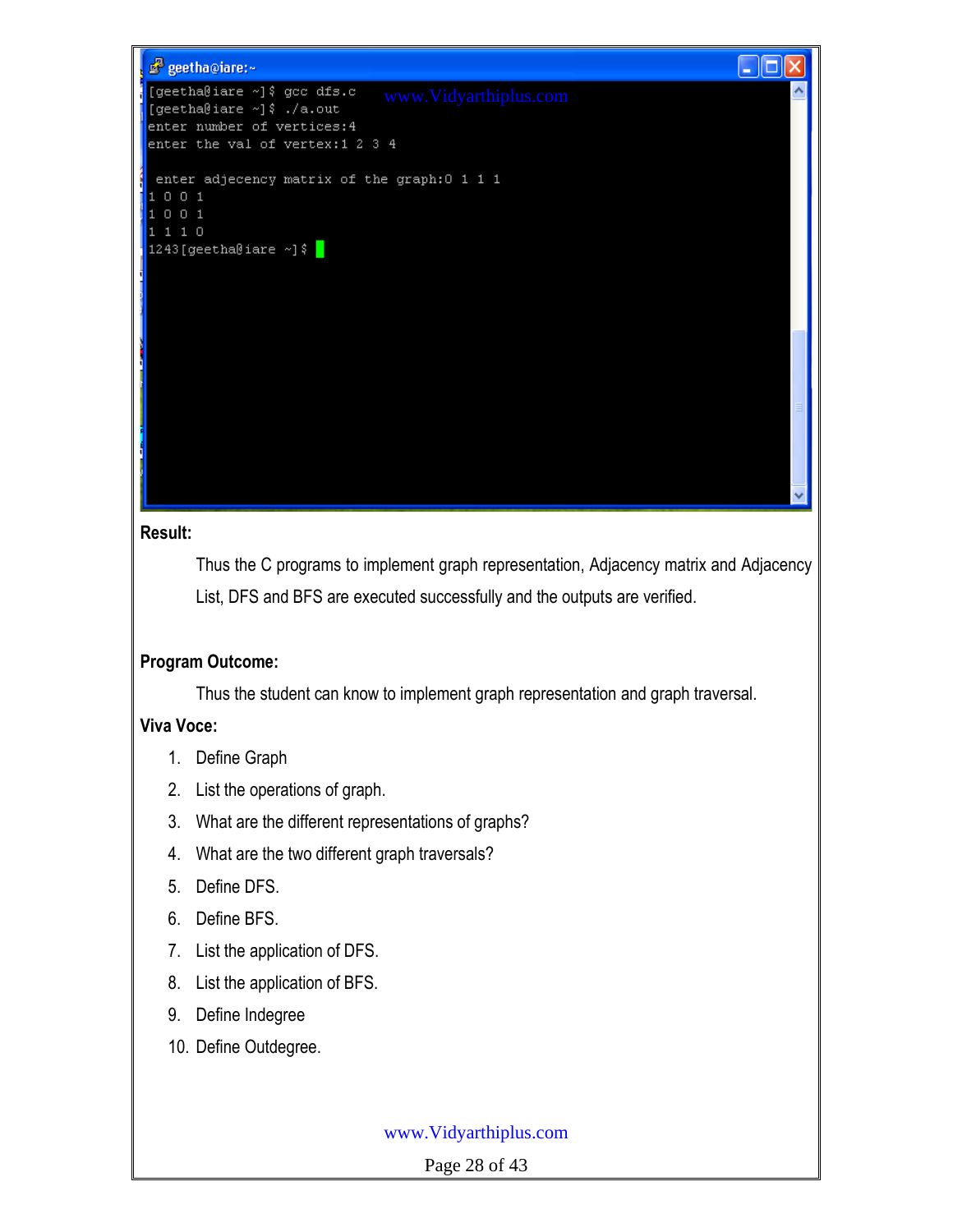```
[geetha@iare ~]$ gcc dfs.c
[geetha@iare ~]$ ./a.out
enter number of vertices:4
enter the val of vertex:1 2 3 4

 enter adjecency matrix of the graph:0 1 1 1
1 0 0 1
1 0 0 1
1 1 1 0
1243[geetha@iare ~]$
```

**Result:**

Thus the C programs to implement graph representation, Adjacency matrix and Adjacency List, DFS and BFS are executed successfully and the outputs are verified.

**Program Outcome:**

Thus the student can know to implement graph representation and graph traversal.

**Viva Voce:**

1. Define Graph
2. List the operations of graph.
3. What are the different representations of graphs?
4. What are the two different graph traversals?
5. Define DFS.
6. Define BFS.
7. List the application of DFS.
8. List the application of BFS.
9. Define Indegree
10. Define Outdegree.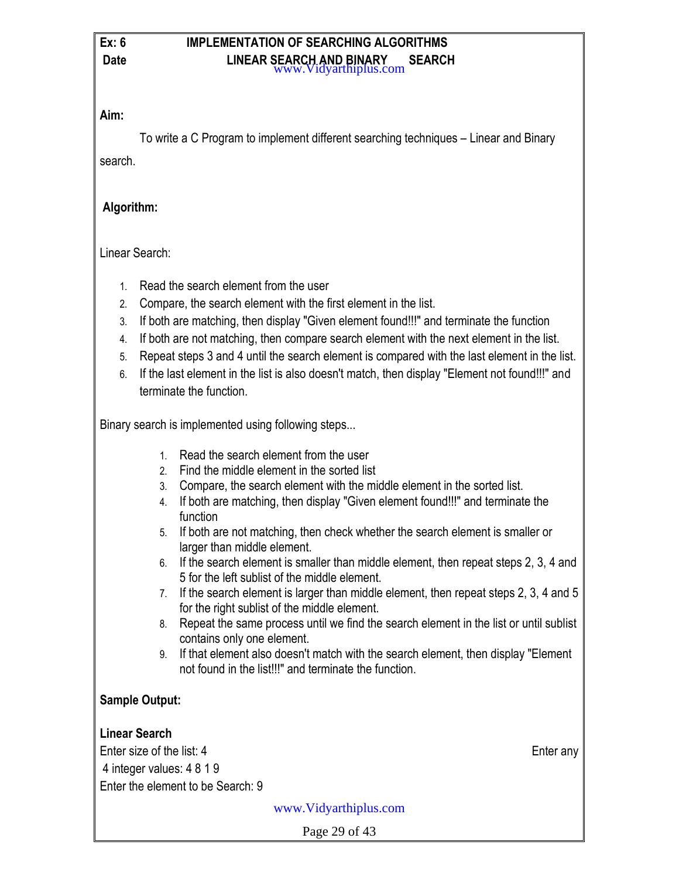**Ex: 6** **IMPLEMENTATION OF SEARCHING ALGORITHMS**

**Date** **LINEAR SEARCH AND BINARY SEARCH**

**Aim:**

To write a C Program to implement different searching techniques – Linear and Binary search.

**Algorithm:**

Linear Search:

1. Read the search element from the user
2. Compare, the search element with the first element in the list.
3. If both are matching, then display "Given element found!!!" and terminate the function
4. If both are not matching, then compare search element with the next element in the list.
5. Repeat steps 3 and 4 until the search element is compared with the last element in the list.
6. If the last element in the list is also doesn't match, then display "Element not found!!!" and terminate the function.

Binary search is implemented using following steps...

1. Read the search element from the user
2. Find the middle element in the sorted list
3. Compare, the search element with the middle element in the sorted list.
4. If both are matching, then display "Given element found!!!" and terminate the function
5. If both are not matching, then check whether the search element is smaller or larger than middle element.
6. If the search element is smaller than middle element, then repeat steps 2, 3, 4 and 5 for the left sublist of the middle element.
7. If the search element is larger than middle element, then repeat steps 2, 3, 4 and 5 for the right sublist of the middle element.
8. Repeat the same process until we find the search element in the list or until sublist contains only one element.
9. If that element also doesn't match with the search element, then display "Element not found in the list!!!" and terminate the function.

**Sample Output:**

**Linear Search**

Enter size of the list: 4 Enter any 4 integer values: 4 8 1 9

Enter the element to be Search: 9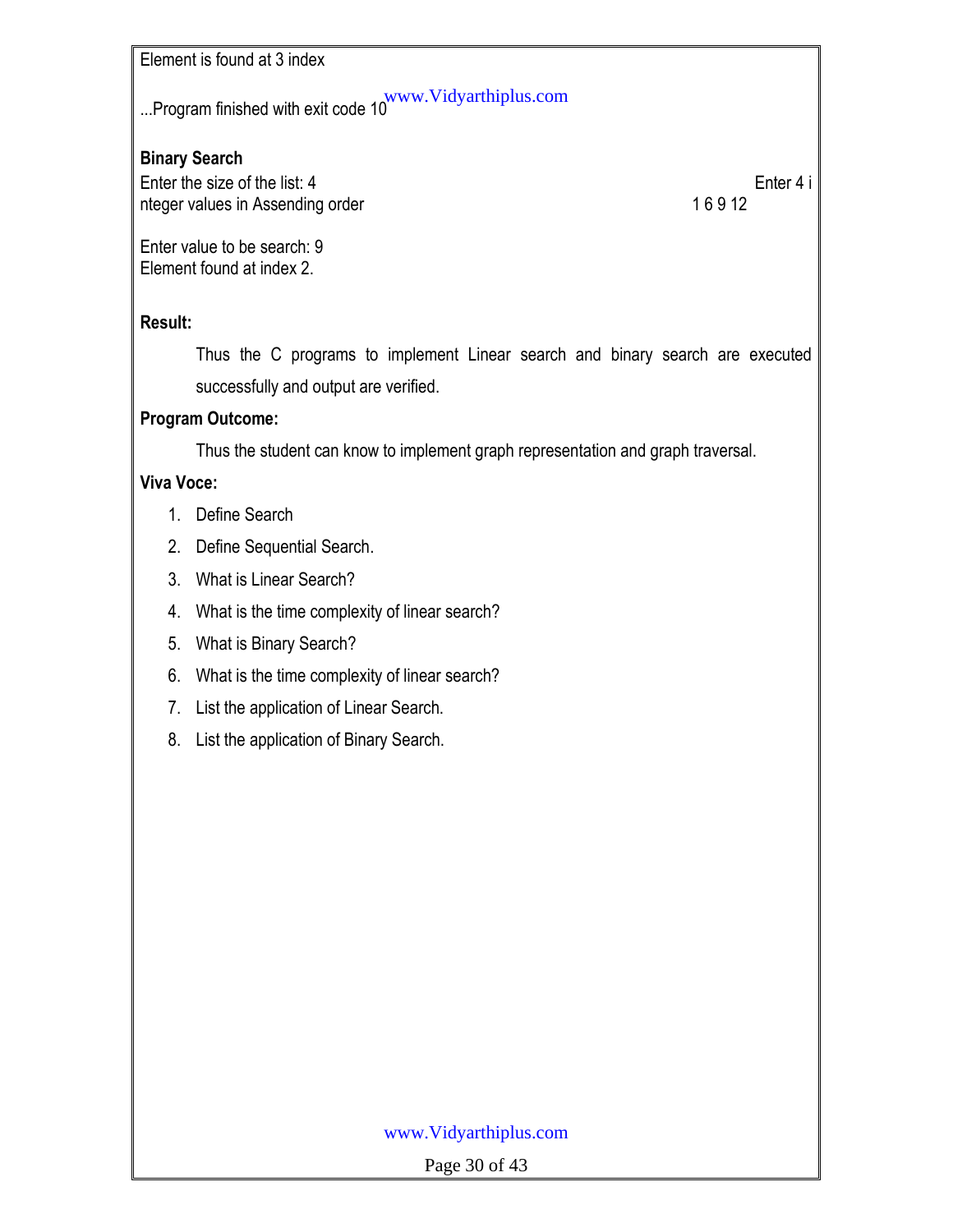Element is found at 3 index

...Program finished with exit code 10

**Binary Search**

Enter the size of the list: 4 Enter 4 integer values in Assending order 1 6 9 12

Enter value to be search: 9
Element found at index 2.

**Result:**

Thus the C programs to implement Linear search and binary search are executed successfully and output are verified.

**Program Outcome:**

Thus the student can know to implement graph representation and graph traversal.

**Viva Voce:**

1. Define Search
2. Define Sequential Search.
3. What is Linear Search?
4. What is the time complexity of linear search?
5. What is Binary Search?
6. What is the time complexity of linear search?
7. List the application of Linear Search.
8. List the application of Binary Search.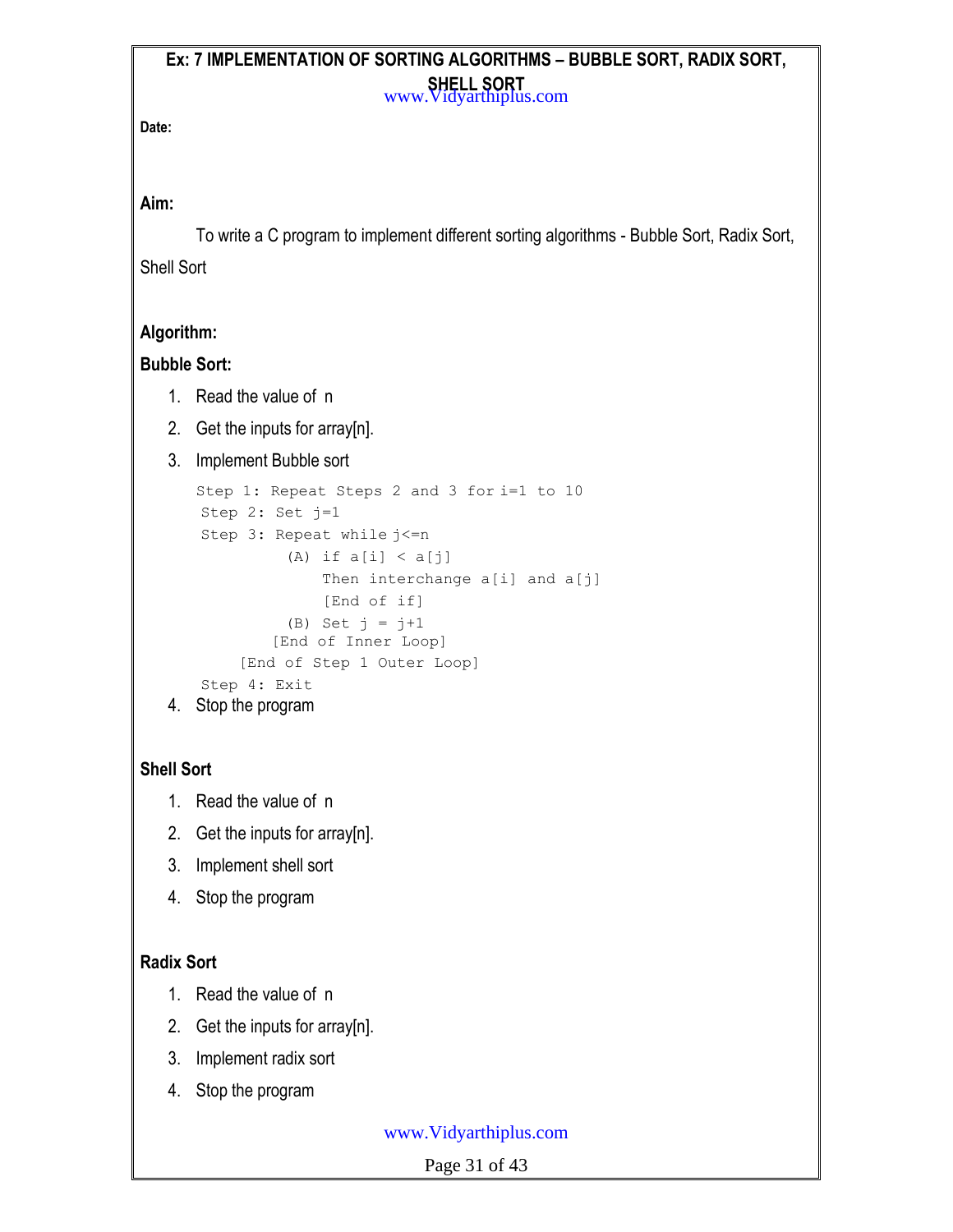## Ex: 7 IMPLEMENTATION OF SORTING ALGORITHMS – BUBBLE SORT, RADIX SORT, SHELL SORT

**Date:**

**Aim:**

To write a C program to implement different sorting algorithms - Bubble Sort, Radix Sort, Shell Sort

**Algorithm:**

**Bubble Sort:**

1. Read the value of n
2. Get the inputs for array[n].
3. Implement Bubble sort

```
Step 1: Repeat Steps 2 and 3 for i=1 to 10
 Step 2: Set j=1
 Step 3: Repeat while j<=n
          (A) if a[i] < a[j]
              Then interchange a[i] and a[j]
              [End of if]
          (B) Set j = j+1
         [End of Inner Loop]
     [End of Step 1 Outer Loop]
 Step 4: Exit
```

4. Stop the program

**Shell Sort**

1. Read the value of n
2. Get the inputs for array[n].
3. Implement shell sort
4. Stop the program

**Radix Sort**

1. Read the value of n
2. Get the inputs for array[n].
3. Implement radix sort
4. Stop the program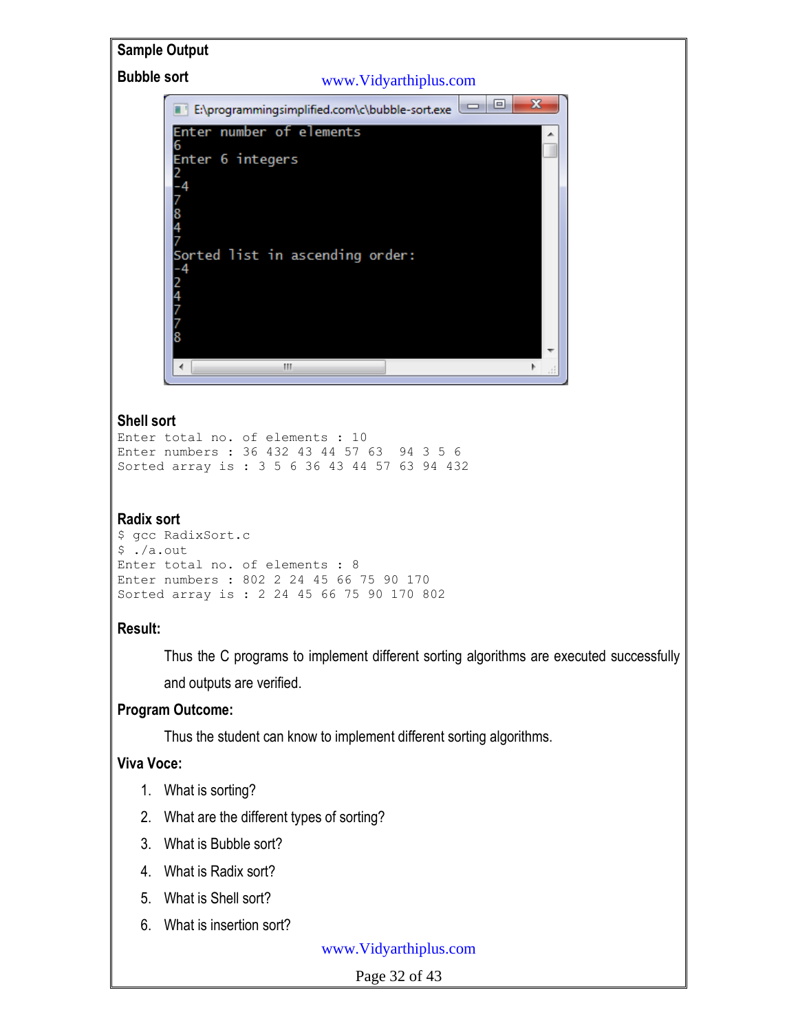**Sample Output**

**Bubble sort**

```
Enter number of elements
6
Enter 6 integers
2
-4
7
8
4
7
Sorted list in ascending order:
-4
2
4
7
7
8
```

**Shell sort**

```
Enter total no. of elements : 10
Enter numbers : 36 432 43 44 57 63  94 3 5 6
Sorted array is : 3 5 6 36 43 44 57 63 94 432
```

**Radix sort**

```
$ gcc RadixSort.c
$ ./a.out
Enter total no. of elements : 8
Enter numbers : 802 2 24 45 66 75 90 170
Sorted array is : 2 24 45 66 75 90 170 802
```

**Result:**

Thus the C programs to implement different sorting algorithms are executed successfully and outputs are verified.

**Program Outcome:**

Thus the student can know to implement different sorting algorithms.

**Viva Voce:**

1. What is sorting?
2. What are the different types of sorting?
3. What is Bubble sort?
4. What is Radix sort?
5. What is Shell sort?
6. What is insertion sort?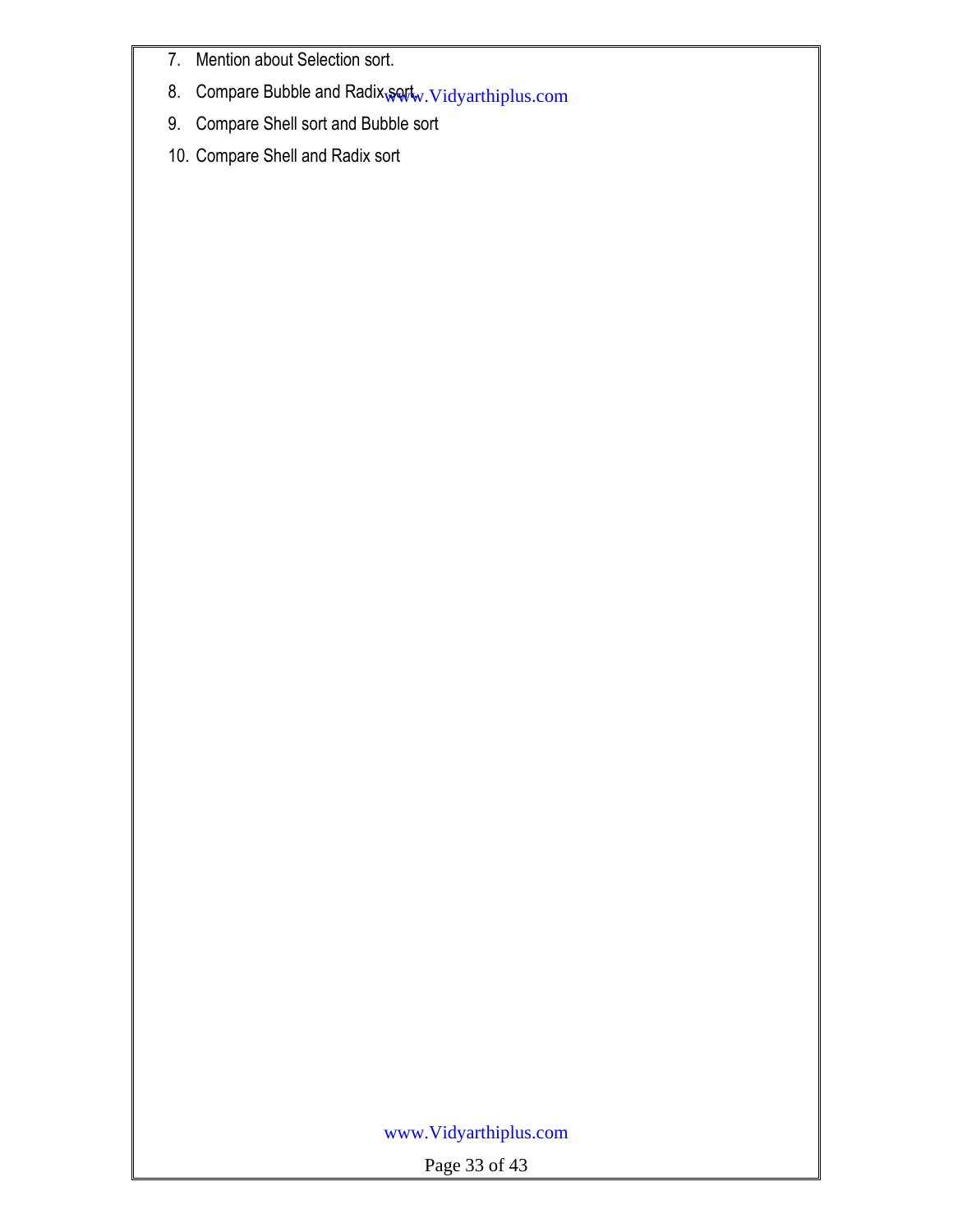7. Mention about Selection sort.
8. Compare Bubble and Radix sort.
9. Compare Shell sort and Bubble sort
10. Compare Shell and Radix sort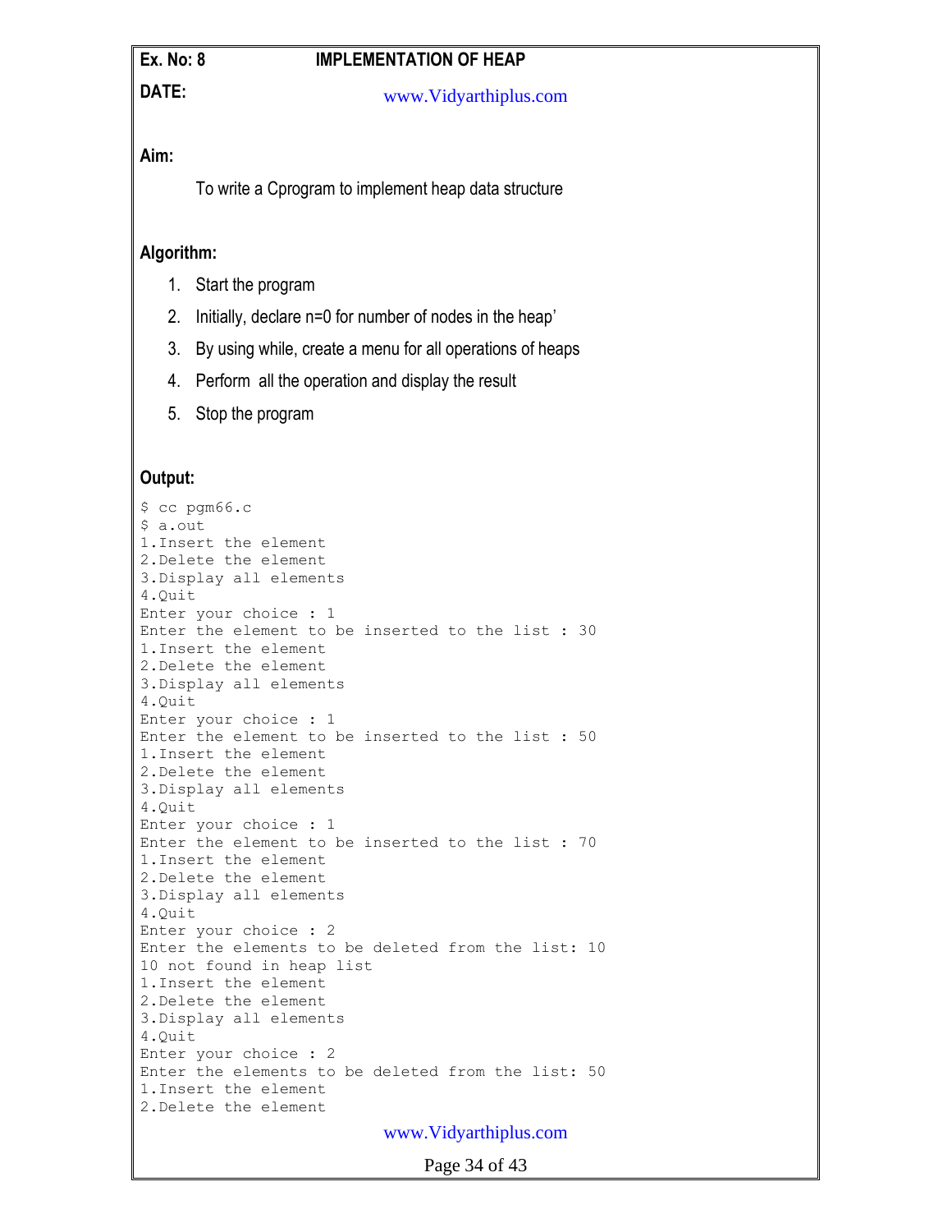**Ex. No: 8** **IMPLEMENTATION OF HEAP**

**DATE:**

**Aim:**

To write a Cprogram to implement heap data structure

**Algorithm:**

1. Start the program
2. Initially, declare n=0 for number of nodes in the heap'
3. By using while, create a menu for all operations of heaps
4. Perform all the operation and display the result
5. Stop the program

**Output:**

```
$ cc pgm66.c
$ a.out
1.Insert the element
2.Delete the element
3.Display all elements
4.Quit
Enter your choice : 1
Enter the element to be inserted to the list : 30
1.Insert the element
2.Delete the element
3.Display all elements
4.Quit
Enter your choice : 1
Enter the element to be inserted to the list : 50
1.Insert the element
2.Delete the element
3.Display all elements
4.Quit
Enter your choice : 1
Enter the element to be inserted to the list : 70
1.Insert the element
2.Delete the element
3.Display all elements
4.Quit
Enter your choice : 2
Enter the elements to be deleted from the list: 10
10 not found in heap list
1.Insert the element
2.Delete the element
3.Display all elements
4.Quit
Enter your choice : 2
Enter the elements to be deleted from the list: 50
1.Insert the element
2.Delete the element
```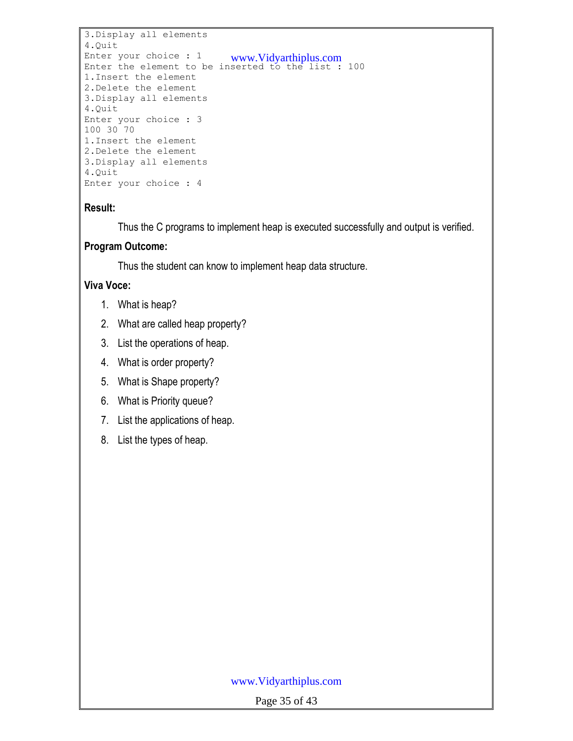```
3.Display all elements
4.Quit
Enter your choice : 1
Enter the element to be inserted to the list : 100
1.Insert the element
2.Delete the element
3.Display all elements
4.Quit
Enter your choice : 3
100 30 70
1.Insert the element
2.Delete the element
3.Display all elements
4.Quit
Enter your choice : 4
```

**Result:**

Thus the C programs to implement heap is executed successfully and output is verified.

**Program Outcome:**

Thus the student can know to implement heap data structure.

**Viva Voce:**

1. What is heap?
2. What are called heap property?
3. List the operations of heap.
4. What is order property?
5. What is Shape property?
6. What is Priority queue?
7. List the applications of heap.
8. List the types of heap.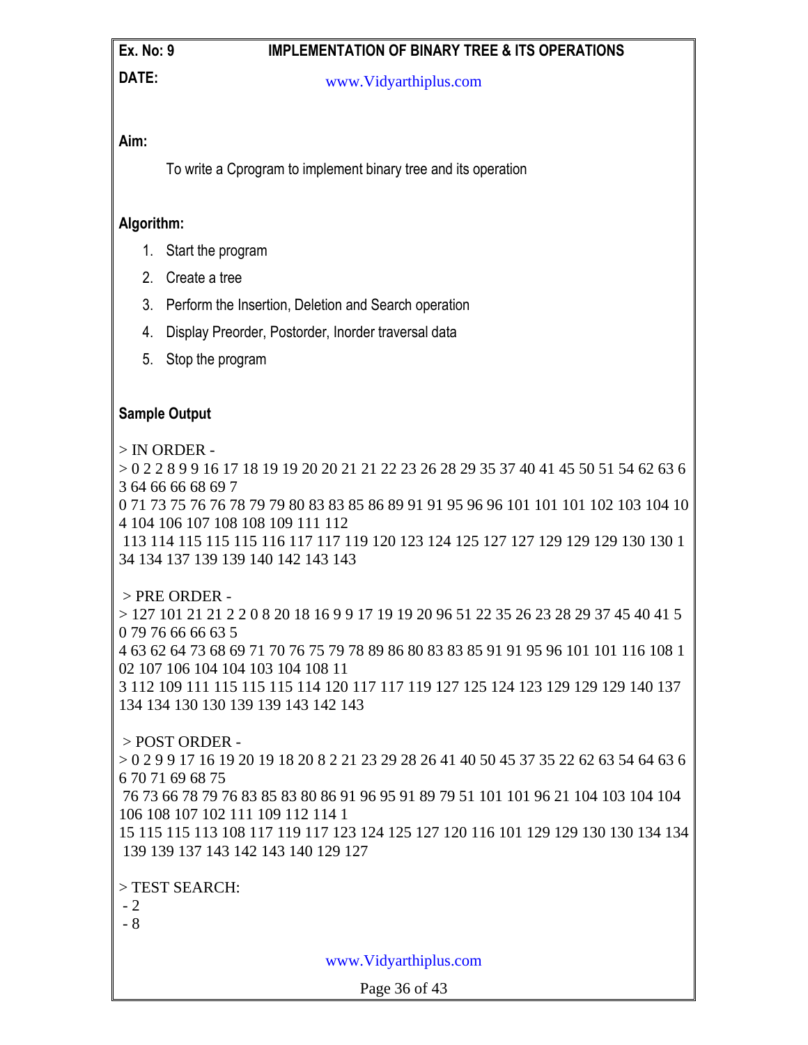**Ex. No: 9** **IMPLEMENTATION OF BINARY TREE & ITS OPERATIONS**

**DATE:**

www.Vidyarthiplus.com

**Aim:**

To write a Cprogram to implement binary tree and its operation

**Algorithm:**

1. Start the program
2. Create a tree
3. Perform the Insertion, Deletion and Search operation
4. Display Preorder, Postorder, Inorder traversal data
5. Stop the program

**Sample Output**

```
> IN ORDER -
> 0 2 2 8 9 9 16 17 18 19 19 20 20 21 21 22 23 26 28 29 35 37 40 41 45 50 51 54 62 63 6
3 64 66 66 68 69 7
0 71 73 75 76 76 78 79 79 80 83 83 85 86 89 91 91 95 96 96 101 101 101 102 103 104 10
4 104 106 107 108 108 109 111 112
 113 114 115 115 115 116 117 117 119 120 123 124 125 127 127 129 129 129 130 130 1
34 134 137 139 139 140 142 143 143

 > PRE ORDER -
> 127 101 21 21 2 2 0 8 20 18 16 9 9 17 19 19 20 96 51 22 35 26 23 28 29 37 45 40 41 5
0 79 76 66 66 63 5
4 63 62 64 73 68 69 71 70 76 75 79 78 89 86 80 83 83 85 91 91 95 96 101 101 116 108 1
02 107 106 104 104 103 104 108 11
3 112 109 111 115 115 115 114 120 117 117 119 127 125 124 123 129 129 129 140 137
134 134 130 130 139 139 143 142 143

 > POST ORDER -
> 0 2 9 9 17 16 19 20 19 18 20 8 2 21 23 29 28 26 41 40 50 45 37 35 22 62 63 54 64 63 6
6 70 71 69 68 75
 76 73 66 78 79 76 83 85 83 80 86 91 96 95 91 89 79 51 101 101 96 21 104 103 104 104
106 108 107 102 111 109 112 114 1
15 115 115 113 108 117 119 117 123 124 125 127 120 116 101 129 129 130 130 134 134
 139 139 137 143 142 143 140 129 127

> TEST SEARCH:
 - 2
 - 8
```

www.Vidyarthiplus.com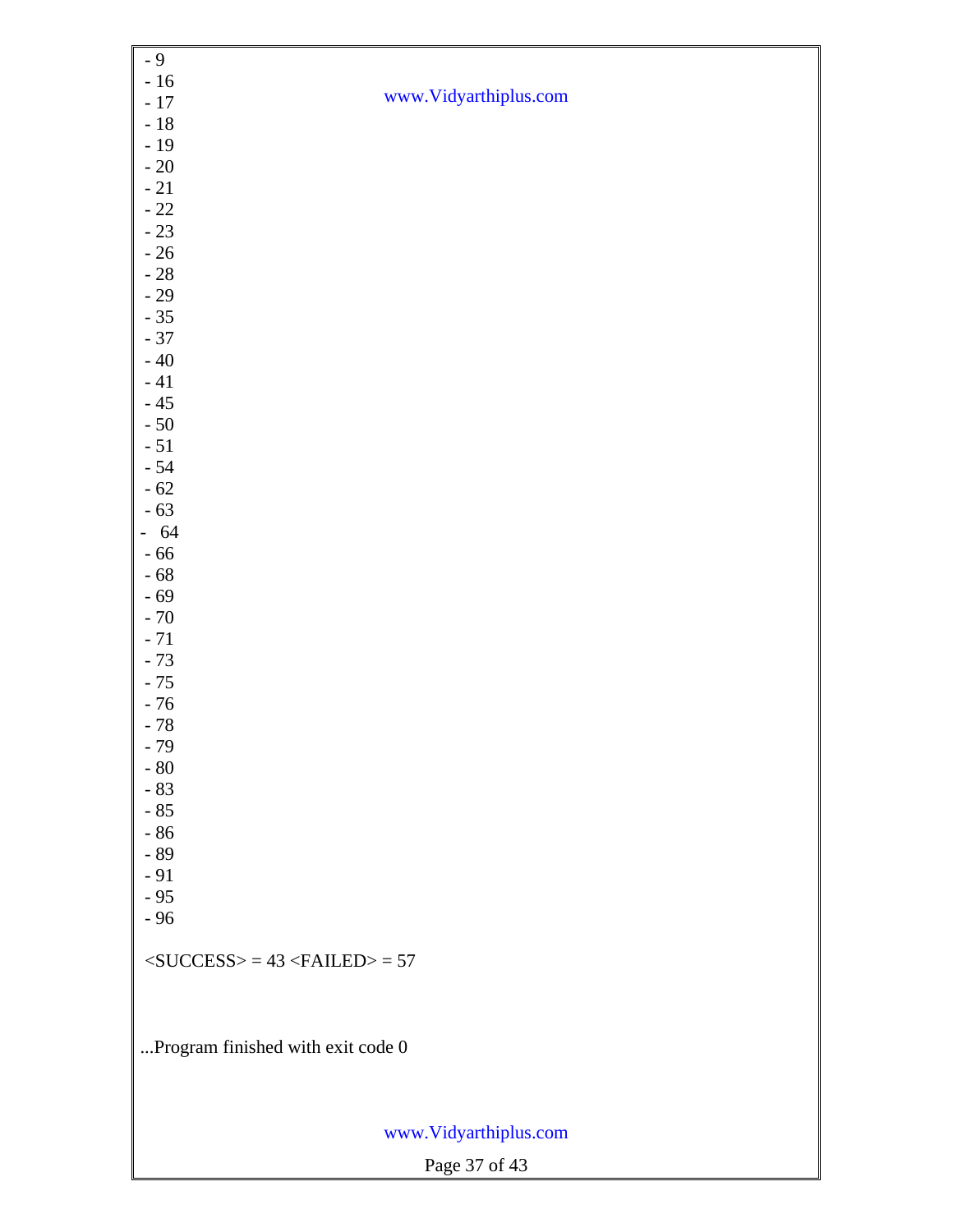```
- 9
- 16
- 17
- 18
- 19
- 20
- 21
- 22
- 23
- 26
- 28
- 29
- 35
- 37
- 40
- 41
- 45
- 50
- 51
- 54
- 62
- 63
- 64
- 66
- 68
- 69
- 70
- 71
- 73
- 75
- 76
- 78
- 79
- 80
- 83
- 85
- 86
- 89
- 91
- 95
- 96

<SUCCESS> = 43 <FAILED> = 57



...Program finished with exit code 0
```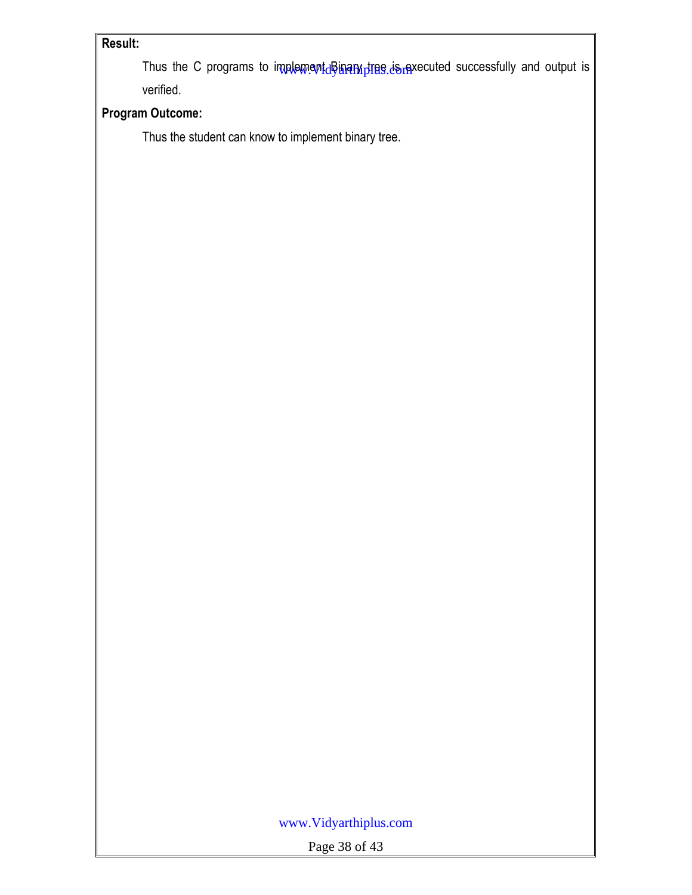**Result:**

Thus the C programs to implement Binary tree is executed successfully and output is verified.

**Program Outcome:**

Thus the student can know to implement binary tree.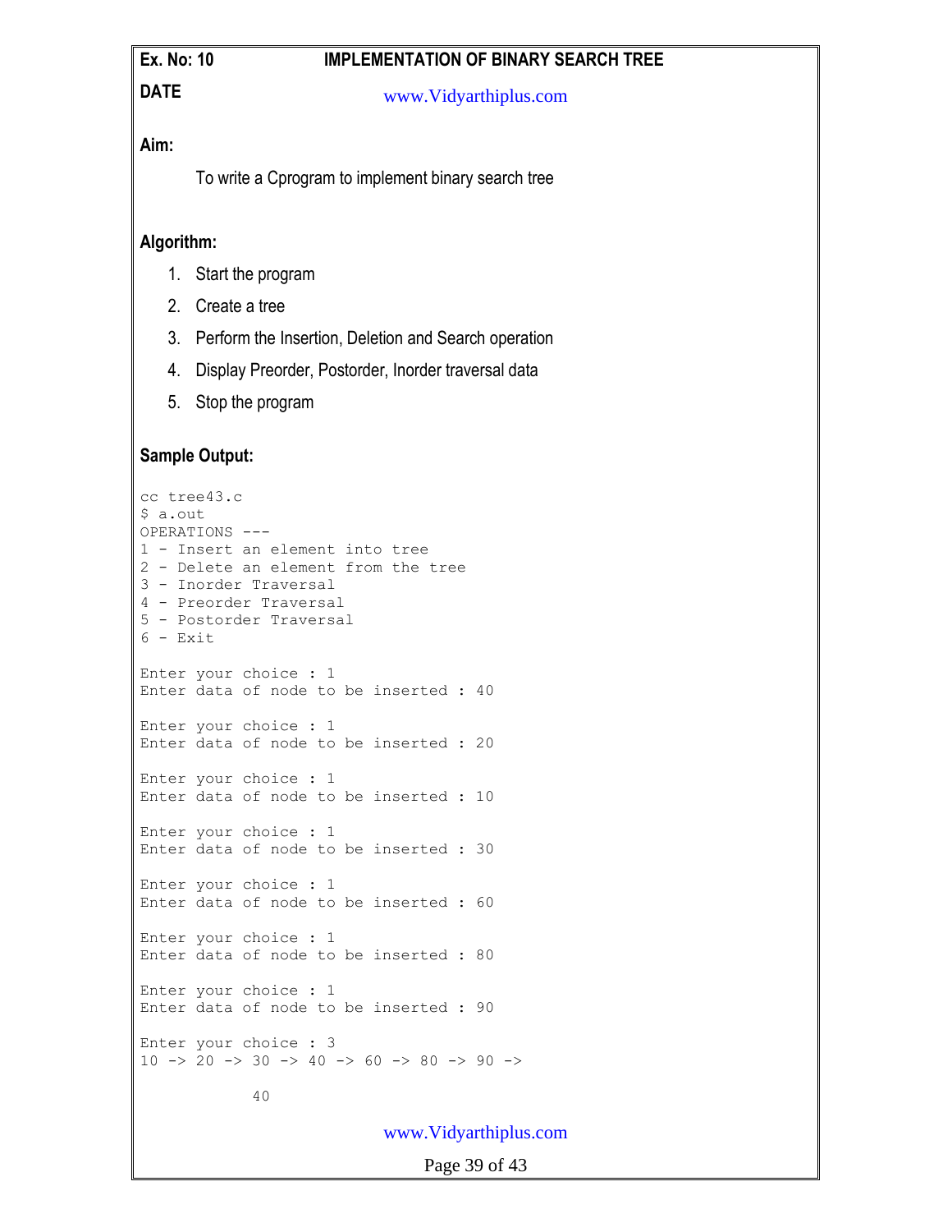**Ex. No: 10** **IMPLEMENTATION OF BINARY SEARCH TREE**

**DATE**

www.Vidyarthiplus.com

**Aim:**

To write a Cprogram to implement binary search tree

**Algorithm:**

1. Start the program
2. Create a tree
3. Perform the Insertion, Deletion and Search operation
4. Display Preorder, Postorder, Inorder traversal data
5. Stop the program

**Sample Output:**

```
cc tree43.c
$ a.out
OPERATIONS ---
1 - Insert an element into tree
2 - Delete an element from the tree
3 - Inorder Traversal
4 - Preorder Traversal
5 - Postorder Traversal
6 - Exit

Enter your choice : 1
Enter data of node to be inserted : 40

Enter your choice : 1
Enter data of node to be inserted : 20

Enter your choice : 1
Enter data of node to be inserted : 10

Enter your choice : 1
Enter data of node to be inserted : 30

Enter your choice : 1
Enter data of node to be inserted : 60

Enter your choice : 1
Enter data of node to be inserted : 80

Enter your choice : 1
Enter data of node to be inserted : 90

Enter your choice : 3
10 -> 20 -> 30 -> 40 -> 60 -> 80 -> 90 ->

            40
```

www.Vidyarthiplus.com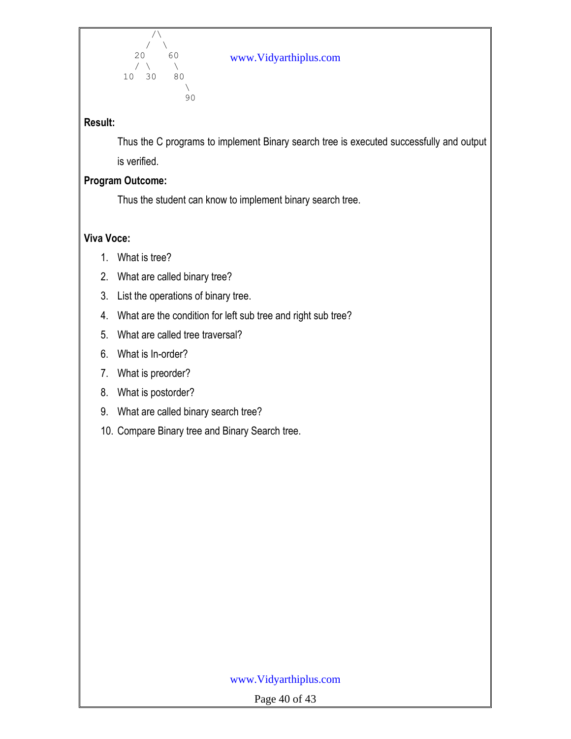```
          /\
         /  \
       20    60
      / \     \
    10   30    80
                \
                 90
```

**Result:**

Thus the C programs to implement Binary search tree is executed successfully and output is verified.

**Program Outcome:**

Thus the student can know to implement binary search tree.

**Viva Voce:**

1. What is tree?
2. What are called binary tree?
3. List the operations of binary tree.
4. What are the condition for left sub tree and right sub tree?
5. What are called tree traversal?
6. What is In-order?
7. What is preorder?
8. What is postorder?
9. What are called binary search tree?
10. Compare Binary tree and Binary Search tree.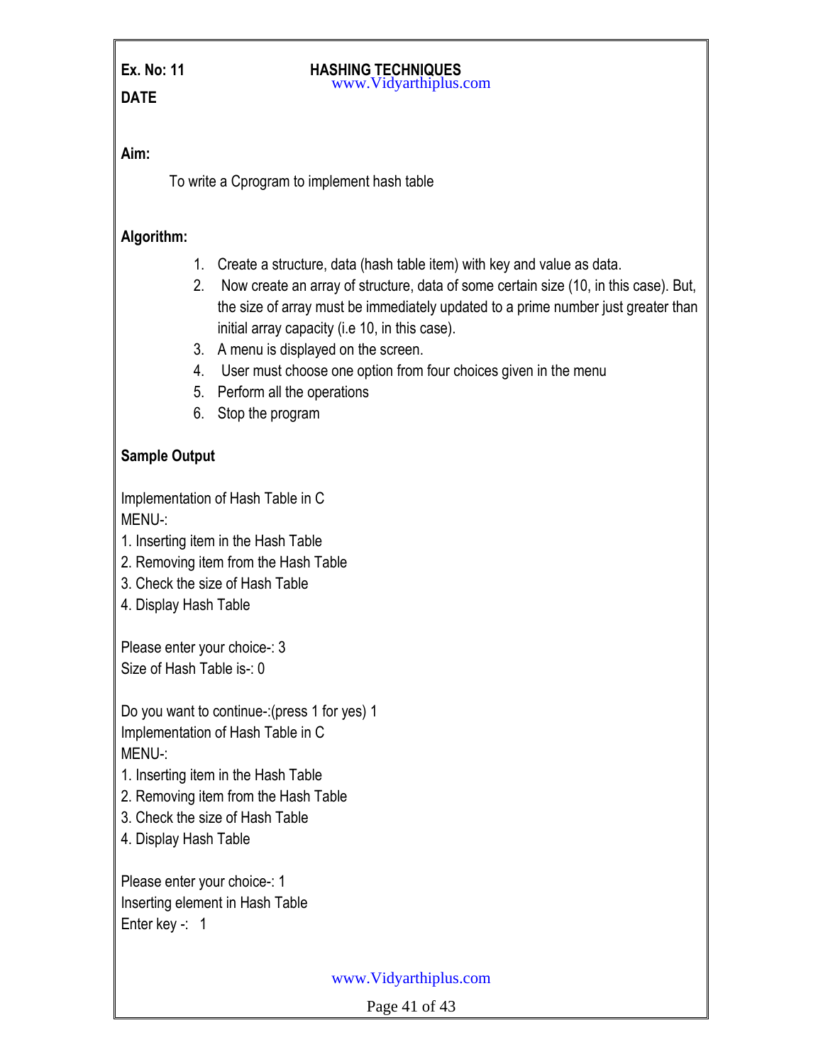**Ex. No: 11** **HASHING TECHNIQUES**

**DATE**

**Aim:**

To write a Cprogram to implement hash table

**Algorithm:**

1. Create a structure, data (hash table item) with key and value as data.
2. Now create an array of structure, data of some certain size (10, in this case). But, the size of array must be immediately updated to a prime number just greater than initial array capacity (i.e 10, in this case).
3. A menu is displayed on the screen.
4. User must choose one option from four choices given in the menu
5. Perform all the operations
6. Stop the program

**Sample Output**

```
Implementation of Hash Table in C
MENU-:
1. Inserting item in the Hash Table
2. Removing item from the Hash Table
3. Check the size of Hash Table
4. Display Hash Table

Please enter your choice-: 3
Size of Hash Table is-: 0

Do you want to continue-:(press 1 for yes) 1
Implementation of Hash Table in C
MENU-:
1. Inserting item in the Hash Table
2. Removing item from the Hash Table
3. Check the size of Hash Table
4. Display Hash Table

Please enter your choice-: 1
Inserting element in Hash Table
Enter key -:   1
```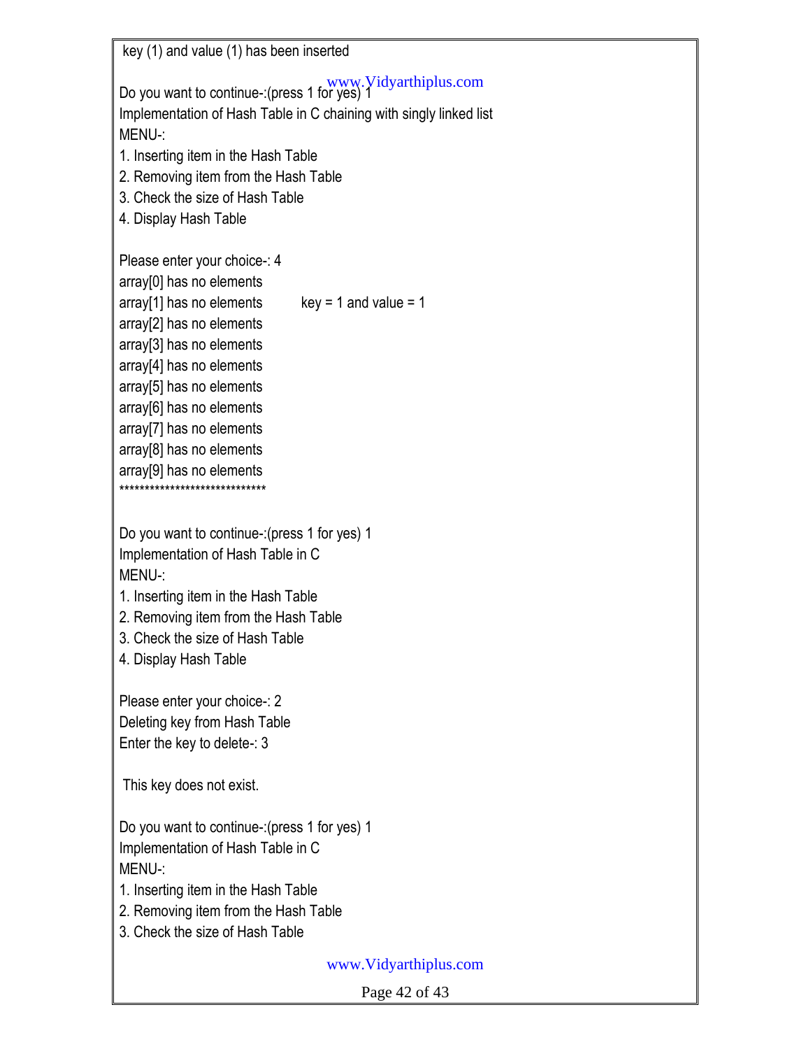```
 key (1) and value (1) has been inserted

Do you want to continue-:(press 1 for yes) 1
Implementation of Hash Table in C chaining with singly linked list
MENU-:
1. Inserting item in the Hash Table
2. Removing item from the Hash Table
3. Check the size of Hash Table
4. Display Hash Table

Please enter your choice-: 4
array[0] has no elements
array[1] has no elements        key = 1 and value = 1
array[2] has no elements
array[3] has no elements
array[4] has no elements
array[5] has no elements
array[6] has no elements
array[7] has no elements
array[8] has no elements
array[9] has no elements
******************************

Do you want to continue-:(press 1 for yes) 1
Implementation of Hash Table in C
MENU-:
1. Inserting item in the Hash Table
2. Removing item from the Hash Table
3. Check the size of Hash Table
4. Display Hash Table

Please enter your choice-: 2
Deleting key from Hash Table
Enter the key to delete-: 3

 This key does not exist.

Do you want to continue-:(press 1 for yes) 1
Implementation of Hash Table in C
MENU-:
1. Inserting item in the Hash Table
2. Removing item from the Hash Table
3. Check the size of Hash Table
```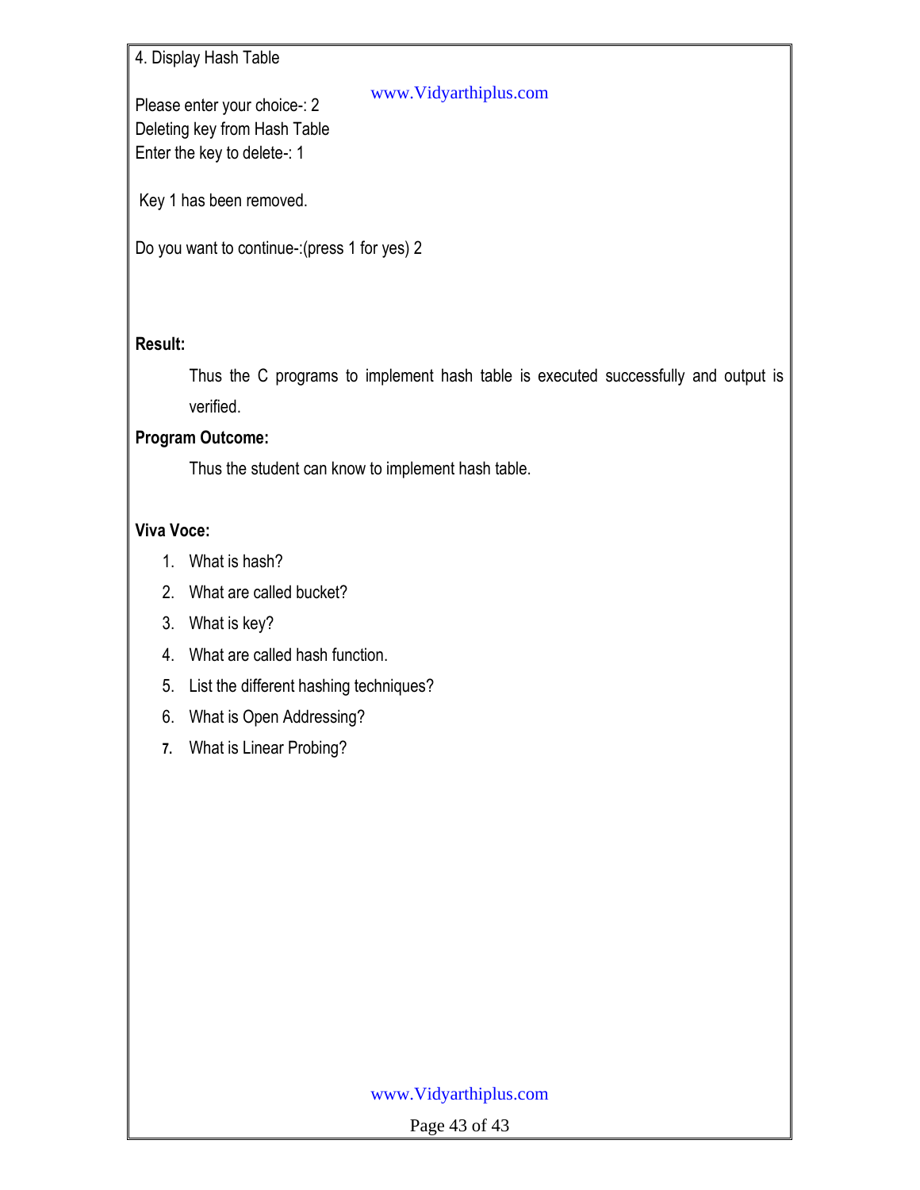```
4. Display Hash Table

Please enter your choice-: 2
Deleting key from Hash Table
Enter the key to delete-: 1

 Key 1 has been removed.

Do you want to continue-:(press 1 for yes) 2
```

**Result:**

Thus the C programs to implement hash table is executed successfully and output is verified.

**Program Outcome:**

Thus the student can know to implement hash table.

**Viva Voce:**

1. What is hash?
2. What are called bucket?
3. What is key?
4. What are called hash function.
5. List the different hashing techniques?
6. What is Open Addressing?
7. What is Linear Probing?